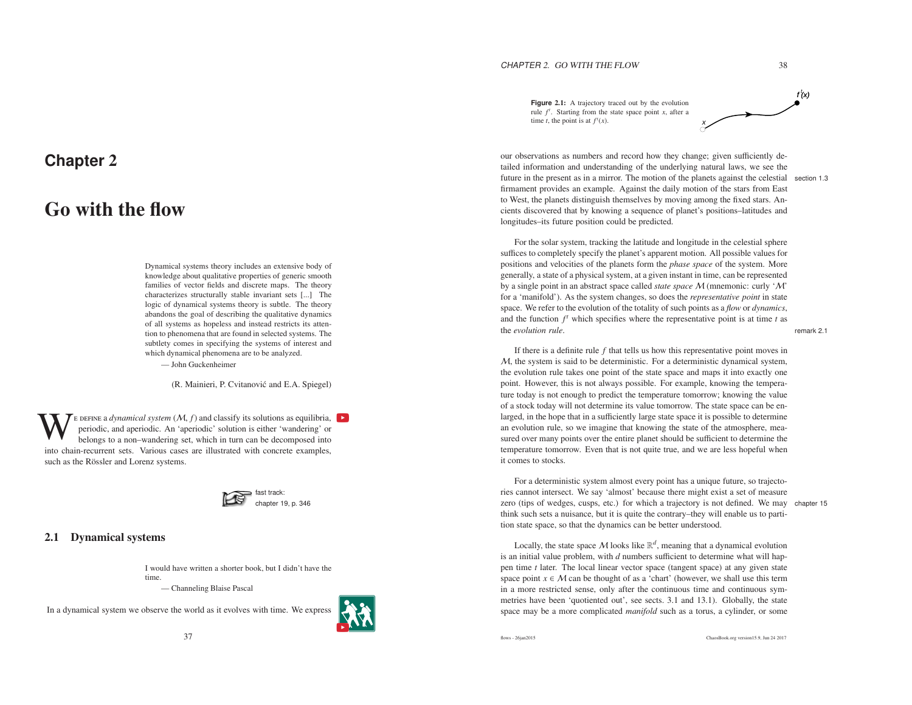# Chapter 2

# Go with the flow

> Dynamical systems theory includes an extensive body of knowledge about qualitative properties of generic smooth families of vector fields and discrete maps. The theory characterizes structurally stable invariant sets [...] The logic of dynamical systems theory is subtle. The theory abandons the goal of describing the qualitative dynamics of all systems as hopeless and instead restricts its attention to phenomena that are found in selected systems. The subtlety comes in specifying the systems of interest and which dynamical phenomena are to be analyzed.
>
> — John Guckenheimer

(R. Mainieri, P. Cvitanović and E.A. Spiegel)

We define a *dynamical system* $(\mathcal{M}, f)$ and classify its solutions as equilibria, periodic, and aperiodic. An 'aperiodic' solution is either 'wandering' or belongs to a non–wandering set, which in turn can be decomposed into into chain-recurrent sets. Various cases are illustrated with concrete examples, such as the Rössler and Lorenz systems.

fast track: chapter 19, p. 346

## 2.1 Dynamical systems

> I would have written a shorter book, but I didn't have the time.
>
> — Channeling Blaise Pascal

In a dynamical system we observe the world as it evolves with time. We express our observations as numbers and record how they change; given sufficiently detailed information and understanding of the underlying natural laws, we see the future in the present as in a mirror. The motion of the planets against the celestial firmament provides an example. Against the daily motion of the stars from East to West, the planets distinguish themselves by moving among the fixed stars. Ancients discovered that by knowing a sequence of planet's positions–latitudes and longitudes–its future position could be predicted. (section 1.3)

**Figure 2.1:** A trajectory traced out by the evolution rule $f^t$. Starting from the state space point $x$, after a time $t$, the point is at $f^t(x)$.

For the solar system, tracking the latitude and longitude in the celestial sphere suffices to completely specify the planet's apparent motion. All possible values for positions and velocities of the planets form the *phase space* of the system. More generally, a state of a physical system, at a given instant in time, can be represented by a single point in an abstract space called *state space* $\mathcal{M}$ (mnemonic: curly '$\mathcal{M}$' for a 'manifold'). As the system changes, so does the *representative point* in state space. We refer to the evolution of the totality of such points as a *flow* or *dynamics*, and the function $f^t$ which specifies where the representative point is at time $t$ as the *evolution rule*. (remark 2.1)

If there is a definite rule $f$ that tells us how this representative point moves in $\mathcal{M}$, the system is said to be deterministic. For a deterministic dynamical system, the evolution rule takes one point of the state space and maps it into exactly one point. However, this is not always possible. For example, knowing the temperature today is not enough to predict the temperature tomorrow; knowing the value of a stock today will not determine its value tomorrow. The state space can be enlarged, in the hope that in a sufficiently large state space it is possible to determine an evolution rule, so we imagine that knowing the state of the atmosphere, measured over many points over the entire planet should be sufficient to determine the temperature tomorrow. Even that is not quite true, and we are less hopeful when it comes to stocks.

For a deterministic system almost every point has a unique future, so trajectories cannot intersect. We say 'almost' because there might exist a set of measure zero (tips of wedges, cusps, etc.) for which a trajectory is not defined. We may think such sets a nuisance, but it is quite the contrary–they will enable us to partition state space, so that the dynamics can be better understood. (chapter 15)

Locally, the state space $\mathcal{M}$ looks like $\mathbb{R}^d$, meaning that a dynamical evolution is an initial value problem, with $d$ numbers sufficient to determine what will happen time $t$ later. The local linear vector space (tangent space) at any given state space point $x \in \mathcal{M}$ can be thought of as a 'chart' (however, we shall use this term in a more restricted sense, only after the continuous time and continuous symmetries have been 'quotiented out', see sects. 3.1 and 13.1). Globally, the state space may be a more complicated *manifold* such as a torus, a cylinder, or some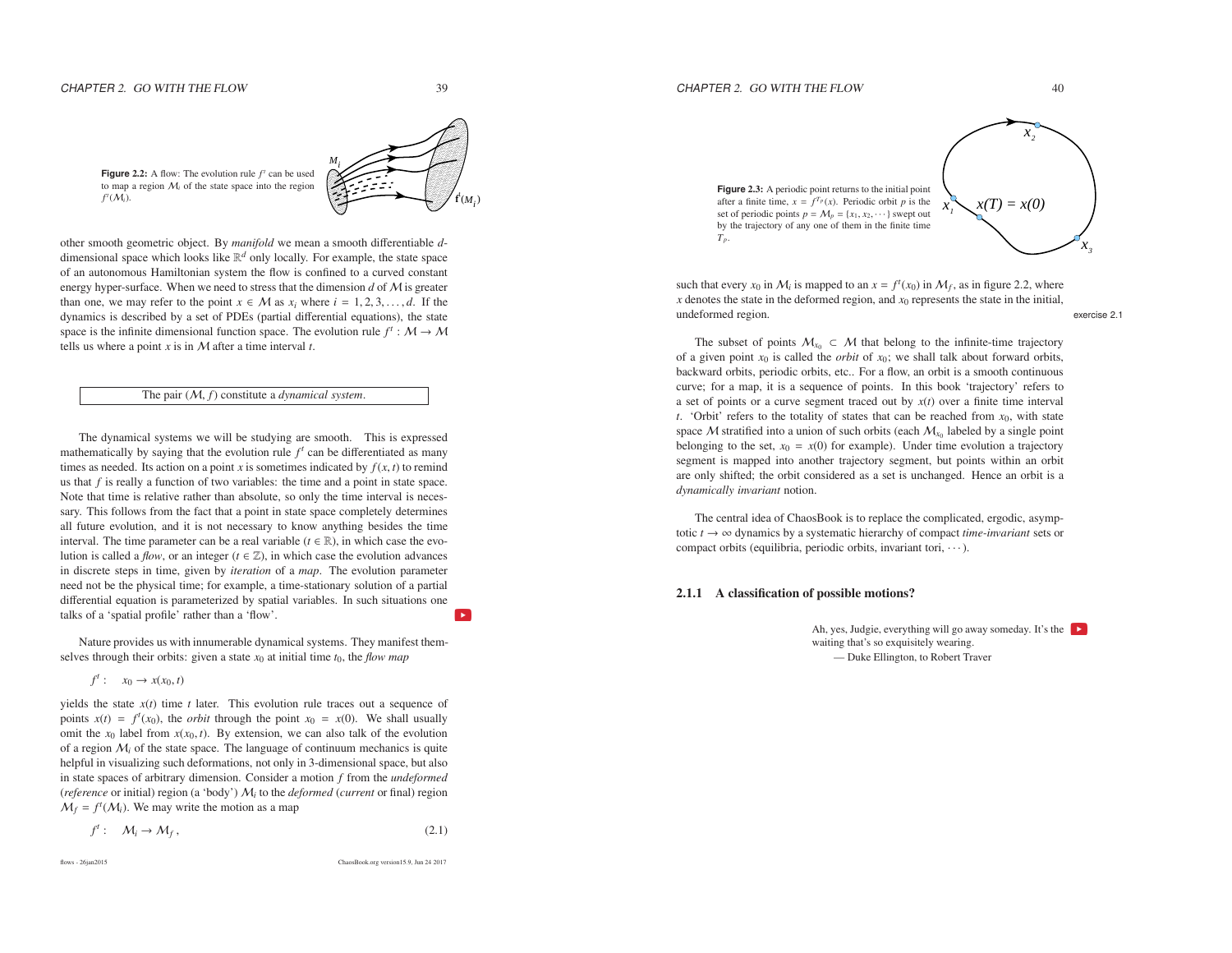**Figure 2.2:** A flow: The evolution rule $f^t$ can be used to map a region $\mathcal{M}_i$ of the state space into the region $f^t(\mathcal{M}_i)$.

other smooth geometric object. By *manifold* we mean a smooth differentiable $d$-dimensional space which looks like $\mathbb{R}^d$ only locally. For example, the state space of an autonomous Hamiltonian system the flow is confined to a curved constant energy hyper-surface. When we need to stress that the dimension $d$ of $\mathcal{M}$ is greater than one, we may refer to the point $x \in \mathcal{M}$ as $x_i$ where $i = 1, 2, 3, \ldots, d$. If the dynamics is described by a set of PDEs (partial differential equations), the state space is the infinite dimensional function space. The evolution rule $f^t : \mathcal{M} \to \mathcal{M}$ tells us where a point $x$ is in $\mathcal{M}$ after a time interval $t$.

| The pair $(\mathcal{M}, f)$ constitute a *dynamical system*. |
|---|

The dynamical systems we will be studying are smooth. This is expressed mathematically by saying that the evolution rule $f^t$ can be differentiated as many times as needed. Its action on a point $x$ is sometimes indicated by $f(x, t)$ to remind us that $f$ is really a function of two variables: the time and a point in state space. Note that time is relative rather than absolute, so only the time interval is necessary. This follows from the fact that a point in state space completely determines all future evolution, and it is not necessary to know anything besides the time interval. The time parameter can be a real variable ($t \in \mathbb{R}$), in which case the evolution is called a *flow*, or an integer ($t \in \mathbb{Z}$), in which case the evolution advances in discrete steps in time, given by *iteration* of a *map*. The evolution parameter need not be the physical time; for example, a time-stationary solution of a partial differential equation is parameterized by spatial variables. In such situations one talks of a 'spatial profile' rather than a 'flow'.

Nature provides us with innumerable dynamical systems. They manifest themselves through their orbits: given a state $x_0$ at initial time $t_0$, the *flow map*

$$f^t : \quad x_0 \to x(x_0, t)$$

yields the state $x(t)$ time $t$ later. This evolution rule traces out a sequence of points $x(t) = f^t(x_0)$, the *orbit* through the point $x_0 = x(0)$. We shall usually omit the $x_0$ label from $x(x_0, t)$. By extension, we can also talk of the evolution of a region $\mathcal{M}_i$ of the state space. The language of continuum mechanics is quite helpful in visualizing such deformations, not only in 3-dimensional space, but also in state spaces of arbitrary dimension. Consider a motion $f$ from the *undeformed* (*reference* or initial) region (a 'body') $\mathcal{M}_i$ to the *deformed* (*current* or final) region $\mathcal{M}_f = f^t(\mathcal{M}_i)$. We may write the motion as a map

$$f^t : \quad \mathcal{M}_i \to \mathcal{M}_f\,, \tag{2.1}$$

**Figure 2.3:** A periodic point returns to the initial point after a finite time, $x = f^{T_p}(x)$. Periodic orbit $p$ is the set of periodic points $p = \mathcal{M}_p = \{x_1, x_2, \cdots\}$ swept out by the trajectory of any one of them in the finite time $T_p$.

such that every $x_0$ in $\mathcal{M}_i$ is mapped to an $x = f^t(x_0)$ in $\mathcal{M}_f$, as in figure 2.2, where $x$ denotes the state in the deformed region, and $x_0$ represents the state in the initial, undeformed region.

exercise 2.1

The subset of points $\mathcal{M}_{x_0} \subset \mathcal{M}$ that belong to the infinite-time trajectory of a given point $x_0$ is called the *orbit* of $x_0$; we shall talk about forward orbits, backward orbits, periodic orbits, etc.. For a flow, an orbit is a smooth continuous curve; for a map, it is a sequence of points. In this book 'trajectory' refers to a set of points or a curve segment traced out by $x(t)$ over a finite time interval $t$. 'Orbit' refers to the totality of states that can be reached from $x_0$, with state space $\mathcal{M}$ stratified into a union of such orbits (each $\mathcal{M}_{x_0}$ labeled by a single point belonging to the set, $x_0 = x(0)$ for example). Under time evolution a trajectory segment is mapped into another trajectory segment, but points within an orbit are only shifted; the orbit considered as a set is unchanged. Hence an orbit is a *dynamically invariant* notion.

The central idea of ChaosBook is to replace the complicated, ergodic, asymptotic $t \to \infty$ dynamics by a systematic hierarchy of compact *time-invariant* sets or compact orbits (equilibria, periodic orbits, invariant tori, $\cdots$).

### 2.1.1 A classification of possible motions?

> Ah, yes, Judgie, everything will go away someday. It's the waiting that's so exquisitely wearing.
>
> — Duke Ellington, to Robert Traver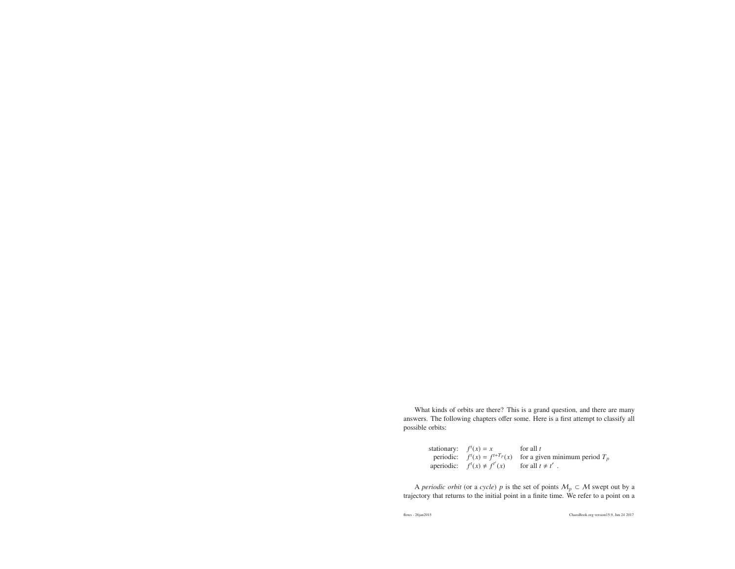What kinds of orbits are there? This is a grand question, and there are many answers. The following chapters offer some. Here is a first attempt to classify all possible orbits:

$$
\begin{array}{rll}
\text{stationary:} & f^t(x) = x & \text{for all } t \\
\text{periodic:} & f^t(x) = f^{t+T_p}(x) & \text{for a given minimum period } T_p \\
\text{aperiodic:} & f^t(x) \neq f^{t'}(x) & \text{for all } t \neq t' \ .
\end{array}
$$

A *periodic orbit* (or a *cycle*) $p$ is the set of points $\mathcal{M}_p \subset \mathcal{M}$ swept out by a trajectory that returns to the initial point in a finite time. We refer to a point on a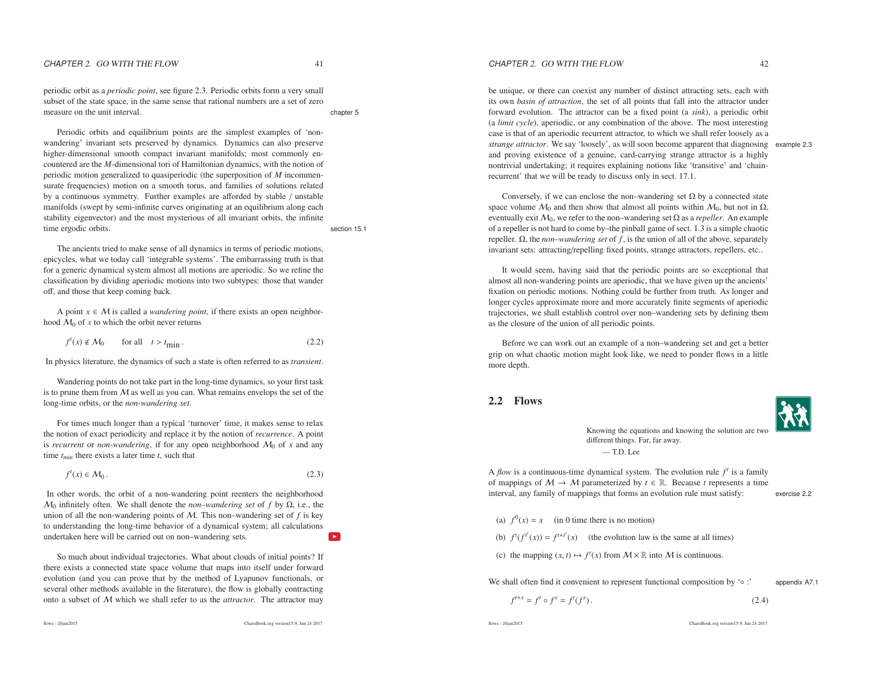periodic orbit as a *periodic point*, see figure 2.3. Periodic orbits form a very small subset of the state space, in the same sense that rational numbers are a set of zero measure on the unit interval.

chapter 5

Periodic orbits and equilibrium points are the simplest examples of 'non-wandering' invariant sets preserved by dynamics. Dynamics can also preserve higher-dimensional smooth compact invariant manifolds; most commonly encountered are the $M$-dimensional tori of Hamiltonian dynamics, with the notion of periodic motion generalized to quasiperiodic (the superposition of $M$ incommensurate frequencies) motion on a smooth torus, and families of solutions related by a continuous symmetry. Further examples are afforded by stable / unstable manifolds (swept by semi-infinite curves originating at an equilibrium along each stability eigenvector) and the most mysterious of all invariant orbits, the infinite time ergodic orbits.

section 15.1

The ancients tried to make sense of all dynamics in terms of periodic motions, epicycles, what we today call 'integrable systems'. The embarrassing truth is that for a generic dynamical system almost all motions are aperiodic. So we refine the classification by dividing aperiodic motions into two subtypes: those that wander off, and those that keep coming back.

A point $x \in \mathcal{M}$ is called a *wandering point*, if there exists an open neighborhood $\mathcal{M}_0$ of $x$ to which the orbit never returns

$$f^t(x) \notin \mathcal{M}_0 \qquad \text{for all} \quad t > t_{\text{min}}\,. \tag{2.2}$$

In physics literature, the dynamics of such a state is often referred to as *transient*.

Wandering points do not take part in the long-time dynamics, so your first task is to prune them from $\mathcal{M}$ as well as you can. What remains envelops the set of the long-time orbits, or the *non-wandering set*.

For times much longer than a typical 'turnover' time, it makes sense to relax the notion of exact periodicity and replace it by the notion of *recurrence*. A point is *recurrent* or *non-wandering*, if for any open neighborhood $\mathcal{M}_0$ of $x$ and any time $t_{min}$ there exists a later time $t$, such that

$$f^t(x) \in \mathcal{M}_0\,. \tag{2.3}$$

In other words, the orbit of a non-wandering point reenters the neighborhood $\mathcal{M}_0$ infinitely often. We shall denote the *non–wandering set* of $f$ by $\Omega$, i.e., the union of all the non-wandering points of $\mathcal{M}$. This non–wandering set of $f$ is key to understanding the long-time behavior of a dynamical system; all calculations undertaken here will be carried out on non–wandering sets.

So much about individual trajectories. What about clouds of initial points? If there exists a connected state space volume that maps into itself under forward evolution (and you can prove that by the method of Lyapunov functionals, or several other methods available in the literature), the flow is globally contracting onto a subset of $\mathcal{M}$ which we shall refer to as the *attractor*. The attractor may be unique, or there can coexist any number of distinct attracting sets, each with its own *basin of attraction*, the set of all points that fall into the attractor under forward evolution. The attractor can be a fixed point (a *sink*), a periodic orbit (a *limit cycle*), aperiodic, or any combination of the above. The most interesting case is that of an aperiodic recurrent attractor, to which we shall refer loosely as a *strange attractor*. We say 'loosely', as will soon become apparent that diagnosing and proving existence of a genuine, card-carrying strange attractor is a highly nontrivial undertaking; it requires explaining notions like 'transitive' and 'chain-recurrent' that we will be ready to discuss only in sect. 17.1.

example 2.3

Conversely, if we can enclose the non–wandering set $\Omega$ by a connected state space volume $\mathcal{M}_0$ and then show that almost all points within $\mathcal{M}_0$, but not in $\Omega$, eventually exit $\mathcal{M}_0$, we refer to the non–wandering set $\Omega$ as a *repeller*. An example of a repeller is not hard to come by–the pinball game of sect. 1.3 is a simple chaotic repeller. $\Omega$, the *non–wandering set* of $f$, is the union of all of the above, separately invariant sets: attracting/repelling fixed points, strange attractors, repellers, etc..

It would seem, having said that the periodic points are so exceptional that almost all non-wandering points are aperiodic, that we have given up the ancients' fixation on periodic motions. Nothing could be further from truth. As longer and longer cycles approximate more and more accurately finite segments of aperiodic trajectories, we shall establish control over non–wandering sets by defining them as the closure of the union of all periodic points.

Before we can work out an example of a non–wandering set and get a better grip on what chaotic motion might look like, we need to ponder flows in a little more depth.

## 2.2 Flows

> Knowing the equations and knowing the solution are two different things. Far, far away.
> — T.D. Lee

A *flow* is a continuous-time dynamical system. The evolution rule $f^t$ is a family of mappings of $\mathcal{M} \to \mathcal{M}$ parameterized by $t \in \mathbb{R}$. Because $t$ represents a time interval, any family of mappings that forms an evolution rule must satisfy:

exercise 2.2

(a) $f^0(x) = x$ (in 0 time there is no motion)

(b) $f^t(f^{t'}(x)) = f^{t+t'}(x)$ (the evolution law is the same at all times)

(c) the mapping $(x, t) \mapsto f^t(x)$ from $\mathcal{M} \times \mathbb{R}$ into $\mathcal{M}$ is continuous.

We shall often find it convenient to represent functional composition by '$\circ$ :'

appendix A7.1

$$f^{t+s} = f^t \circ f^s = f^t(f^s)\,. \tag{2.4}$$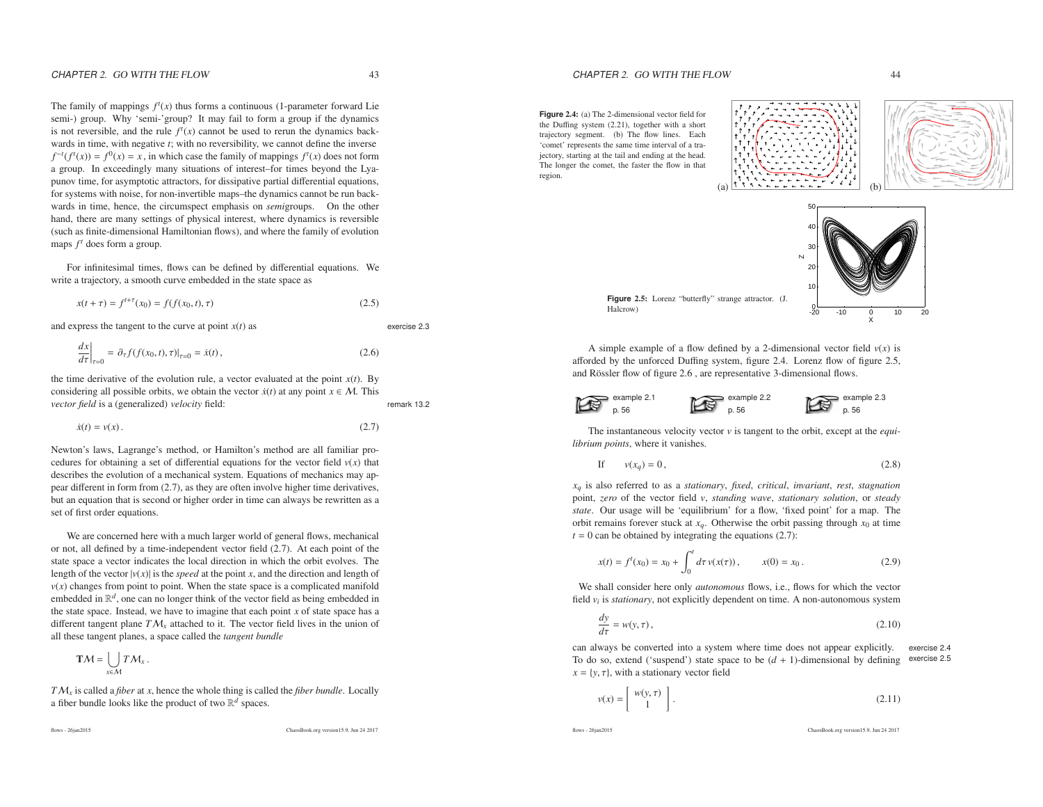The family of mappings $f^t(x)$ thus forms a continuous (1-parameter forward Lie semi-) group. Why 'semi-'group? It may fail to form a group if the dynamics is not reversible, and the rule $f^t(x)$ cannot be used to rerun the dynamics backwards in time, with negative $t$; with no reversibility, we cannot define the inverse $f^{-t}(f^t(x)) = f^0(x) = x$, in which case the family of mappings $f^t(x)$ does not form a group. In exceedingly many situations of interest–for times beyond the Lyapunov time, for asymptotic attractors, for dissipative partial differential equations, for systems with noise, for non-invertible maps–the dynamics cannot be run backwards in time, hence, the circumspect emphasis on *semi*groups. On the other hand, there are many settings of physical interest, where dynamics is reversible (such as finite-dimensional Hamiltonian flows), and where the family of evolution maps $f^t$ does form a group.

For infinitesimal times, flows can be defined by differential equations. We write a trajectory, a smooth curve embedded in the state space as

$$x(t+\tau) = f^{t+\tau}(x_0) = f(f(x_0,t),\tau) \tag{2.5}$$

and express the tangent to the curve at point $x(t)$ as

exercise 2.3

$$\left.\frac{dx}{d\tau}\right|_{\tau=0} = \partial_\tau f(f(x_0,t),\tau)|_{\tau=0} = \dot{x}(t)\,, \tag{2.6}$$

the time derivative of the evolution rule, a vector evaluated at the point $x(t)$. By considering all possible orbits, we obtain the vector $\dot{x}(t)$ at any point $x \in \mathcal{M}$. This *vector field* is a (generalized) *velocity* field:

remark 13.2

$$\dot{x}(t) = v(x)\,. \tag{2.7}$$

Newton's laws, Lagrange's method, or Hamilton's method are all familiar procedures for obtaining a set of differential equations for the vector field $v(x)$ that describes the evolution of a mechanical system. Equations of mechanics may appear different in form from (2.7), as they are often involve higher time derivatives, but an equation that is second or higher order in time can always be rewritten as a set of first order equations.

We are concerned here with a much larger world of general flows, mechanical or not, all defined by a time-independent vector field (2.7). At each point of the state space a vector indicates the local direction in which the orbit evolves. The length of the vector $|v(x)|$ is the *speed* at the point $x$, and the direction and length of $v(x)$ changes from point to point. When the state space is a complicated manifold embedded in $\mathbb{R}^d$, one can no longer think of the vector field as being embedded in the state space. Instead, we have to imagine that each point $x$ of state space has a different tangent plane $T\mathcal{M}_x$ attached to it. The vector field lives in the union of all these tangent planes, a space called the *tangent bundle*

$$\mathbf{T}\mathcal{M} = \bigcup_{x\in\mathcal{M}} T\mathcal{M}_x\,.$$

$T\mathcal{M}_x$ is called a *fiber* at $x$, hence the whole thing is called the *fiber bundle*. Locally a fiber bundle looks like the product of two $\mathbb{R}^d$ spaces.

**Figure 2.4:** (a) The 2-dimensional vector field for the Duffing system (2.21), together with a short trajectory segment. (b) The flow lines. Each 'comet' represents the same time interval of a trajectory, starting at the tail and ending at the head. The longer the comet, the faster the flow in that region.

**Figure 2.5:** Lorenz "butterfly" strange attractor. (J. Halcrow)

A simple example of a flow defined by a 2-dimensional vector field $v(x)$ is afforded by the unforced Duffing system, figure 2.4. Lorenz flow of figure 2.5, and Rössler flow of figure 2.6 , are representative 3-dimensional flows.

example 2.1 p. 56 example 2.2 p. 56 example 2.3 p. 56

The instantaneous velocity vector $v$ is tangent to the orbit, except at the *equilibrium points*, where it vanishes.

$$\text{If} \qquad v(x_q) = 0\,, \tag{2.8}$$

$x_q$ is also referred to as a *stationary*, *fixed*, *critical*, *invariant*, *rest*, *stagnation* point, *zero* of the vector field $v$, *standing wave*, *stationary solution*, or *steady state*. Our usage will be 'equilibrium' for a flow, 'fixed point' for a map. The orbit remains forever stuck at $x_q$. Otherwise the orbit passing through $x_0$ at time $t = 0$ can be obtained by integrating the equations (2.7):

$$x(t) = f^t(x_0) = x_0 + \int_0^t d\tau\, v(x(\tau))\,, \qquad x(0) = x_0\,. \tag{2.9}$$

We shall consider here only *autonomous* flows, i.e., flows for which the vector field $v_i$ is *stationary*, not explicitly dependent on time. A non-autonomous system

$$\frac{dy}{d\tau} = w(y,\tau)\,, \tag{2.10}$$

can always be converted into a system where time does not appear explicitly. To do so, extend ('suspend') state space to be $(d+1)$-dimensional by defining $x = \{y, \tau\}$, with a stationary vector field

exercise 2.4
exercise 2.5

$$v(x) = \left[\begin{array}{c} w(y,\tau) \\ 1 \end{array}\right]. \tag{2.11}$$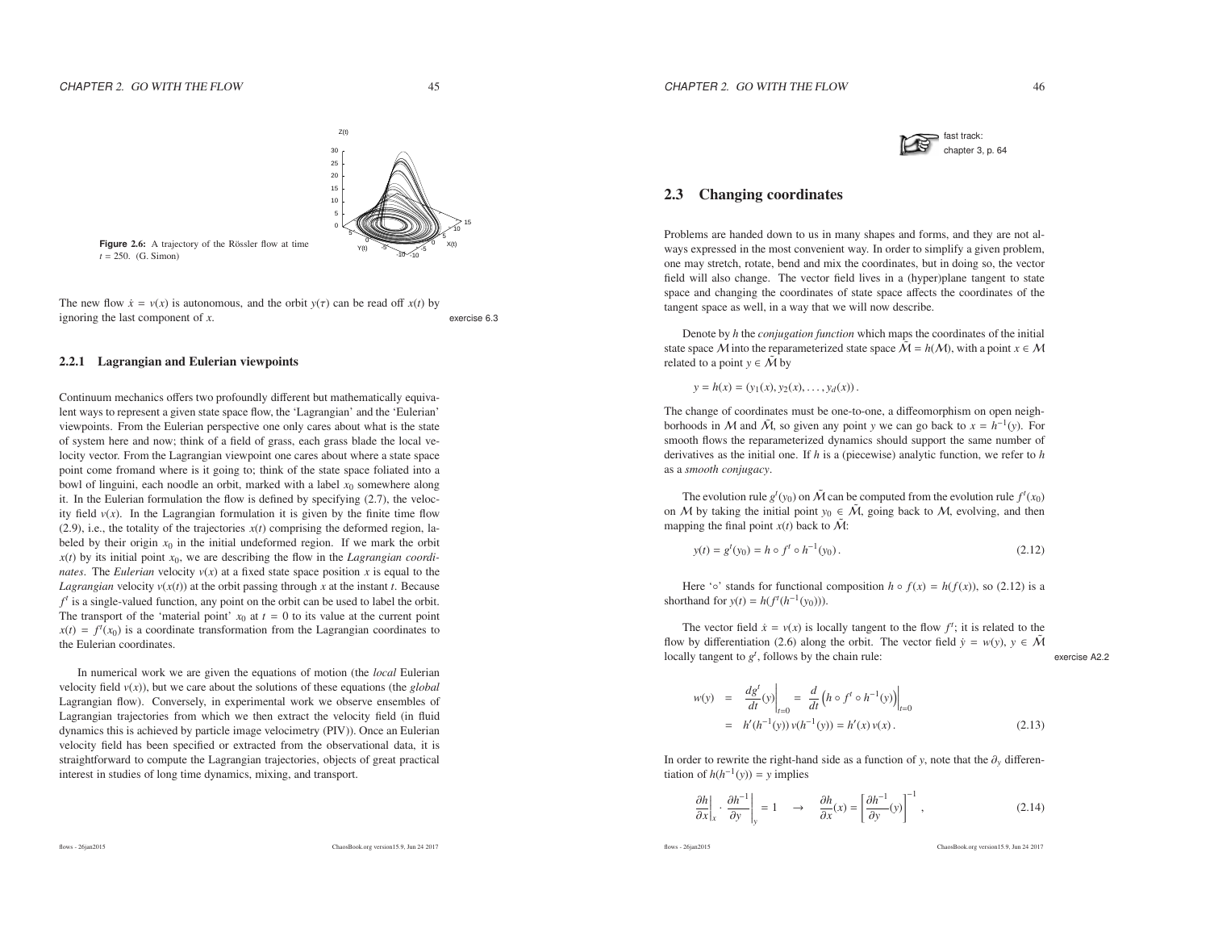**Figure 2.6:** A trajectory of the Rössler flow at time $t = 250$. (G. Simon)

The new flow $\dot{x} = v(x)$ is autonomous, and the orbit $y(\tau)$ can be read off $x(t)$ by ignoring the last component of $x$.

exercise 6.3

### 2.2.1 Lagrangian and Eulerian viewpoints

Continuum mechanics offers two profoundly different but mathematically equivalent ways to represent a given state space flow, the 'Lagrangian' and the 'Eulerian' viewpoints. From the Eulerian perspective one only cares about what is the state of system here and now; think of a field of grass, each grass blade the local velocity vector. From the Lagrangian viewpoint one cares about where a state space point come fromand where is it going to; think of the state space foliated into a bowl of linguini, each noodle an orbit, marked with a label $x_0$ somewhere along it. In the Eulerian formulation the flow is defined by specifying (2.7), the velocity field $v(x)$. In the Lagrangian formulation it is given by the finite time flow (2.9), i.e., the totality of the trajectories $x(t)$ comprising the deformed region, labeled by their origin $x_0$ in the initial undeformed region. If we mark the orbit $x(t)$ by its initial point $x_0$, we are describing the flow in the *Lagrangian coordinates*. The *Eulerian* velocity $v(x)$ at a fixed state space position $x$ is equal to the *Lagrangian* velocity $v(x(t))$ at the orbit passing through $x$ at the instant $t$. Because $f^t$ is a single-valued function, any point on the orbit can be used to label the orbit. The transport of the 'material point' $x_0$ at $t = 0$ to its value at the current point $x(t) = f^t(x_0)$ is a coordinate transformation from the Lagrangian coordinates to the Eulerian coordinates.

In numerical work we are given the equations of motion (the *local* Eulerian velocity field $v(x)$), but we care about the solutions of these equations (the *global* Lagrangian flow). Conversely, in experimental work we observe ensembles of Lagrangian trajectories from which we then extract the velocity field (in fluid dynamics this is achieved by particle image velocimetry (PIV)). Once an Eulerian velocity field has been specified or extracted from the observational data, it is straightforward to compute the Lagrangian trajectories, objects of great practical interest in studies of long time dynamics, mixing, and transport.

fast track: chapter 3, p. 64

## 2.3 Changing coordinates

Problems are handed down to us in many shapes and forms, and they are not always expressed in the most convenient way. In order to simplify a given problem, one may stretch, rotate, bend and mix the coordinates, but in doing so, the vector field will also change. The vector field lives in a (hyper)plane tangent to state space and changing the coordinates of state space affects the coordinates of the tangent space as well, in a way that we will now describe.

Denote by $h$ the *conjugation function* which maps the coordinates of the initial state space $\mathcal{M}$ into the reparameterized state space $\tilde{\mathcal{M}} = h(\mathcal{M})$, with a point $x \in \mathcal{M}$ related to a point $y \in \tilde{\mathcal{M}}$ by

$$y = h(x) = (y_1(x), y_2(x), \ldots, y_d(x)) .$$

The change of coordinates must be one-to-one, a diffeomorphism on open neighborhoods in $\mathcal{M}$ and $\tilde{\mathcal{M}}$, so given any point $y$ we can go back to $x = h^{-1}(y)$. For smooth flows the reparameterized dynamics should support the same number of derivatives as the initial one. If $h$ is a (piecewise) analytic function, we refer to $h$ as a *smooth conjugacy*.

The evolution rule $g^t(y_0)$ on $\tilde{\mathcal{M}}$ can be computed from the evolution rule $f^t(x_0)$ on $\mathcal{M}$ by taking the initial point $y_0 \in \tilde{\mathcal{M}}$, going back to $\mathcal{M}$, evolving, and then mapping the final point $x(t)$ back to $\tilde{\mathcal{M}}$:

$$y(t) = g^t(y_0) = h \circ f^t \circ h^{-1}(y_0) . \tag{2.12}$$

Here '$\circ$' stands for functional composition $h \circ f(x) = h(f(x))$, so (2.12) is a shorthand for $y(t) = h(f^t(h^{-1}(y_0)))$.

The vector field $\dot{x} = v(x)$ is locally tangent to the flow $f^t$; it is related to the flow by differentiation (2.6) along the orbit. The vector field $\dot{y} = w(y)$, $y \in \tilde{\mathcal{M}}$ locally tangent to $g^t$, follows by the chain rule:

exercise A2.2

$$\begin{aligned} w(y) &= \left. \frac{dg^t}{dt}(y) \right|_{t=0} = \left. \frac{d}{dt}\left(h \circ f^t \circ h^{-1}(y)\right) \right|_{t=0} \\ &= h'(h^{-1}(y))\, v(h^{-1}(y)) = h'(x)\, v(x) . \end{aligned} \tag{2.13}$$

In order to rewrite the right-hand side as a function of $y$, note that the $\partial_y$ differentiation of $h(h^{-1}(y)) = y$ implies

$$\left. \frac{\partial h}{\partial x} \right|_x \cdot \left. \frac{\partial h^{-1}}{\partial y} \right|_y = 1 \quad \rightarrow \quad \frac{\partial h}{\partial x}(x) = \left[ \frac{\partial h^{-1}}{\partial y}(y) \right]^{-1} , \tag{2.14}$$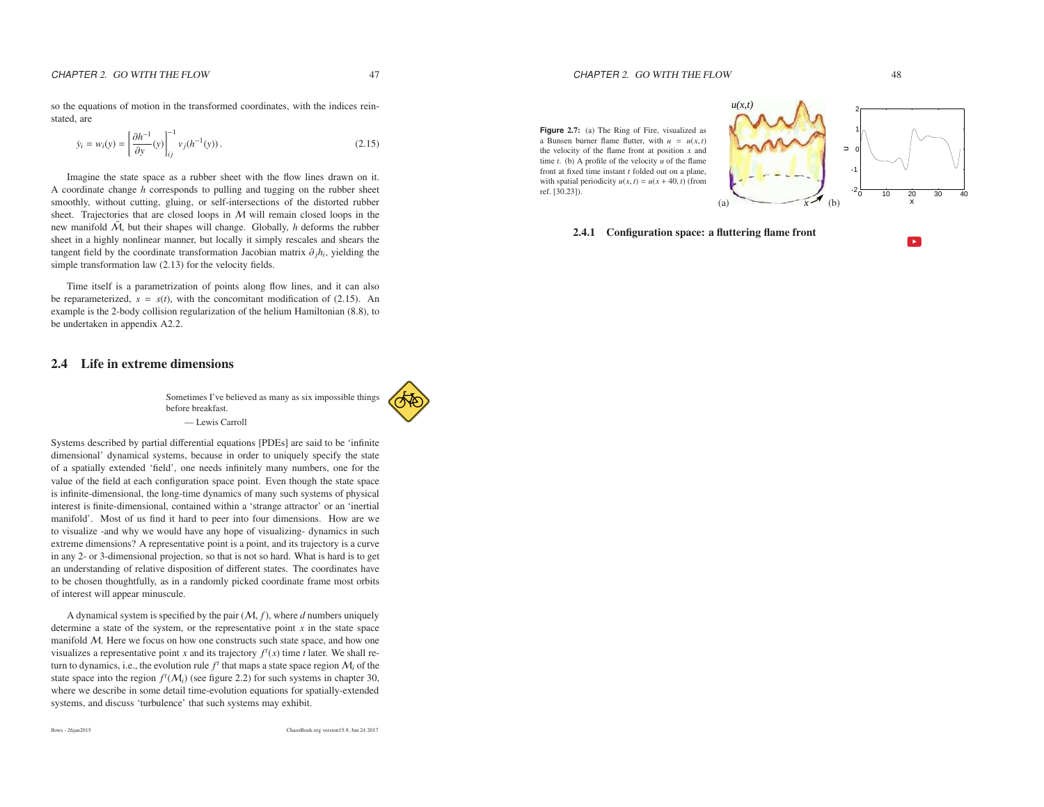so the equations of motion in the transformed coordinates, with the indices reinstated, are

$$\dot{y}_i = w_i(y) = \left[\frac{\partial h^{-1}}{\partial y}(y)\right]^{-1}_{ij} v_j(h^{-1}(y))\,. \tag{2.15}$$

Imagine the state space as a rubber sheet with the flow lines drawn on it. A coordinate change $h$ corresponds to pulling and tugging on the rubber sheet smoothly, without cutting, gluing, or self-intersections of the distorted rubber sheet. Trajectories that are closed loops in $\mathcal{M}$ will remain closed loops in the new manifold $\tilde{\mathcal{M}}$, but their shapes will change. Globally, $h$ deforms the rubber sheet in a highly nonlinear manner, but locally it simply rescales and shears the tangent field by the coordinate transformation Jacobian matrix $\partial_j h_i$, yielding the simple transformation law (2.13) for the velocity fields.

Time itself is a parametrization of points along flow lines, and it can also be reparameterized, $s = s(t)$, with the concomitant modification of (2.15). An example is the 2-body collision regularization of the helium Hamiltonian (8.8), to be undertaken in appendix A2.2.

## 2.4 Life in extreme dimensions

Sometimes I've believed as many as six impossible things before breakfast.

— Lewis Carroll

Systems described by partial differential equations [PDEs] are said to be 'infinite dimensional' dynamical systems, because in order to uniquely specify the state of a spatially extended 'field', one needs infinitely many numbers, one for the value of the field at each configuration space point. Even though the state space is infinite-dimensional, the long-time dynamics of many such systems of physical interest is finite-dimensional, contained within a 'strange attractor' or an 'inertial manifold'. Most of us find it hard to peer into four dimensions. How are we to visualize -and why we would have any hope of visualizing- dynamics in such extreme dimensions? A representative point is a point, and its trajectory is a curve in any 2- or 3-dimensional projection, so that is not so hard. What is hard is to get an understanding of relative disposition of different states. The coordinates have to be chosen thoughtfully, as in a randomly picked coordinate frame most orbits of interest will appear minuscule.

A dynamical system is specified by the pair $(\mathcal{M}, f)$, where $d$ numbers uniquely determine a state of the system, or the representative point $x$ in the state space manifold $\mathcal{M}$. Here we focus on how one constructs such state space, and how one visualizes a representative point $x$ and its trajectory $f^t(x)$ time $t$ later. We shall return to dynamics, i.e., the evolution rule $f^t$ that maps a state space region $\mathcal{M}_i$ of the state space into the region $f^t(\mathcal{M}_i)$ (see figure 2.2) for such systems in chapter 30, where we describe in some detail time-evolution equations for spatially-extended systems, and discuss 'turbulence' that such systems may exhibit.

**Figure 2.7:** (a) The Ring of Fire, visualized as a Bunsen burner flame flutter, with $u = u(x,t)$ the velocity of the flame front at position $x$ and time $t$. (b) A profile of the velocity $u$ of the flame front at fixed time instant $t$ folded out on a plane, with spatial periodicity $u(x,t) = u(x+40,t)$ (from ref. [30.23]).

### 2.4.1 Configuration space: a fluttering flame front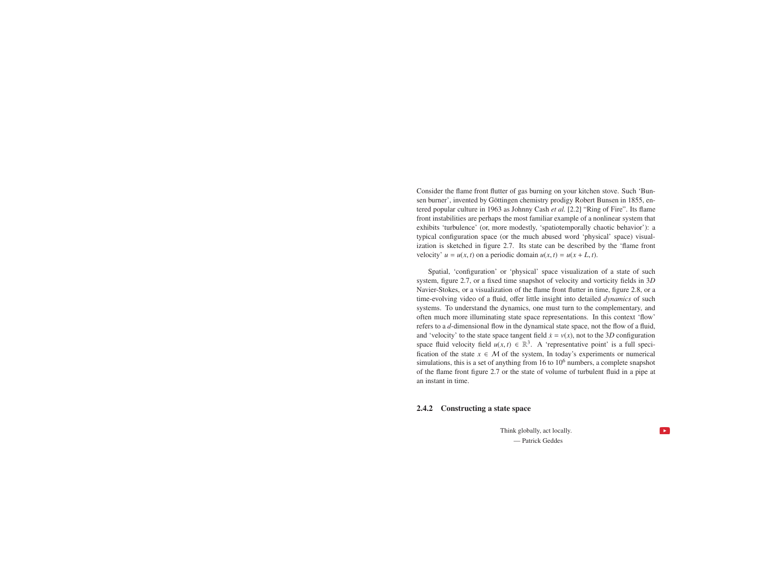Consider the flame front flutter of gas burning on your kitchen stove. Such 'Bunsen burner', invented by Göttingen chemistry prodigy Robert Bunsen in 1855, entered popular culture in 1963 as Johnny Cash *et al.* [2.2] "Ring of Fire". Its flame front instabilities are perhaps the most familiar example of a nonlinear system that exhibits 'turbulence' (or, more modestly, 'spatiotemporally chaotic behavior'): a typical configuration space (or the much abused word 'physical' space) visualization is sketched in figure 2.7. Its state can be described by the 'flame front velocity' $u = u(x, t)$ on a periodic domain $u(x, t) = u(x + L, t)$.

Spatial, 'configuration' or 'physical' space visualization of a state of such system, figure 2.7, or a fixed time snapshot of velocity and vorticity fields in $3D$ Navier-Stokes, or a visualization of the flame front flutter in time, figure 2.8, or a time-evolving video of a fluid, offer little insight into detailed *dynamics* of such systems. To understand the dynamics, one must turn to the complementary, and often much more illuminating state space representations. In this context 'flow' refers to a $d$-dimensional flow in the dynamical state space, not the flow of a fluid, and 'velocity' to the state space tangent field $\dot{x} = v(x)$, not to the $3D$ configuration space fluid velocity field $u(x, t) \in \mathbb{R}^3$. A 'representative point' is a full specification of the state $x \in \mathcal{M}$ of the system, In today's experiments or numerical simulations, this is a set of anything from 16 to $10^6$ numbers, a complete snapshot of the flame front figure 2.7 or the state of volume of turbulent fluid in a pipe at an instant in time.

### 2.4.2 Constructing a state space

Think globally, act locally.
— Patrick Geddes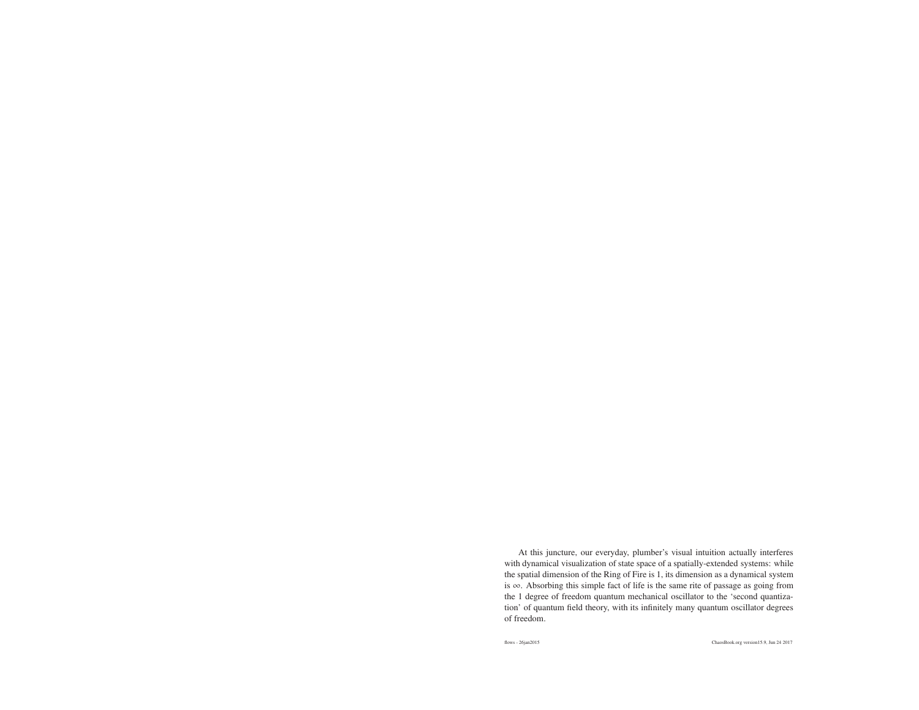At this juncture, our everyday, plumber's visual intuition actually interferes with dynamical visualization of state space of a spatially-extended systems: while the spatial dimension of the Ring of Fire is 1, its dimension as a dynamical system is $\infty$. Absorbing this simple fact of life is the same rite of passage as going from the 1 degree of freedom quantum mechanical oscillator to the 'second quantization' of quantum field theory, with its infinitely many quantum oscillator degrees of freedom.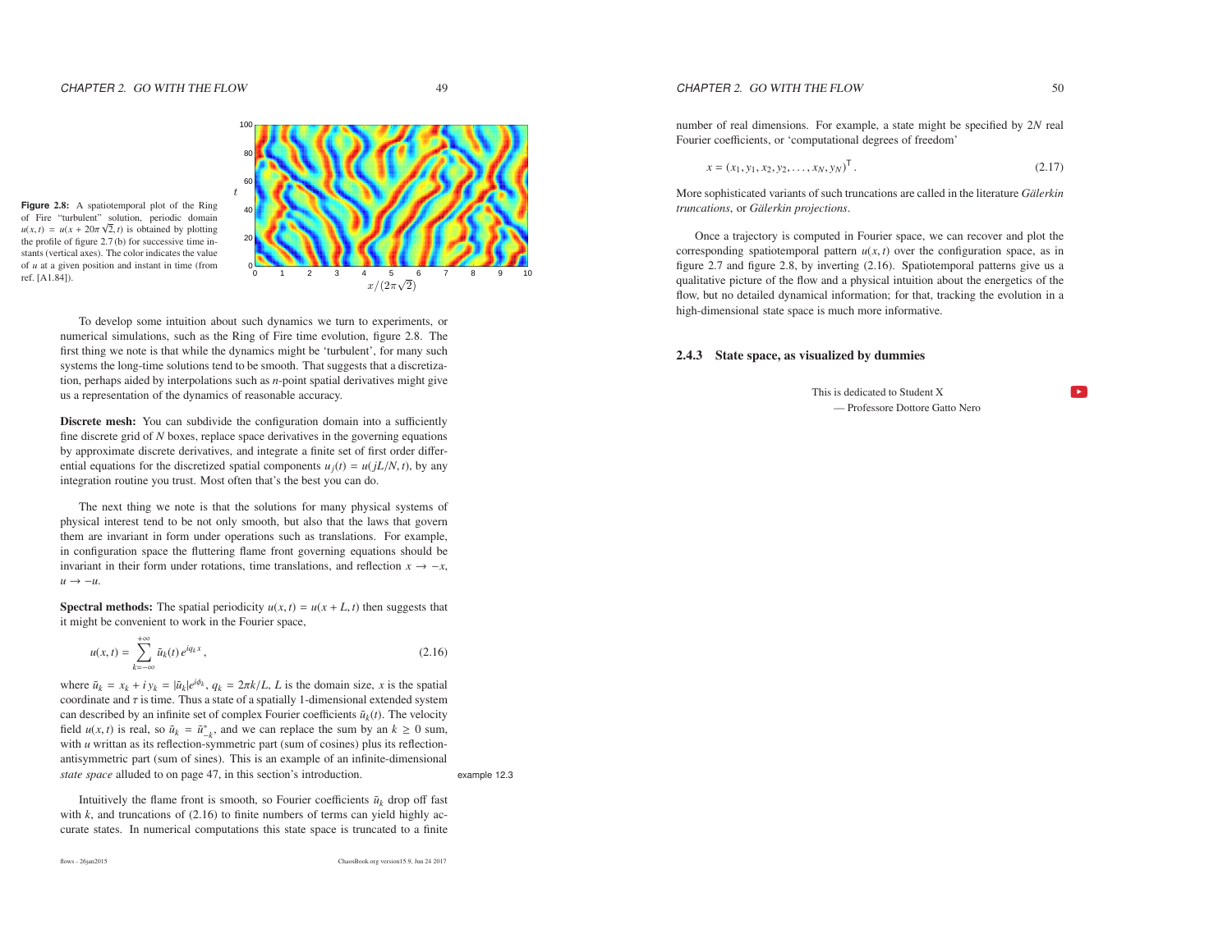**Figure 2.8:** A spatiotemporal plot of the Ring of Fire "turbulent" solution, periodic domain $u(x,t) = u(x + 20\pi\sqrt{2}, t)$ is obtained by plotting the profile of figure 2.7 (b) for successive time instants (vertical axes). The color indicates the value of $u$ at a given position and instant in time (from ref. [A1.84]).

To develop some intuition about such dynamics we turn to experiments, or numerical simulations, such as the Ring of Fire time evolution, figure 2.8. The first thing we note is that while the dynamics might be 'turbulent', for many such systems the long-time solutions tend to be smooth. That suggests that a discretization, perhaps aided by interpolations such as $n$-point spatial derivatives might give us a representation of the dynamics of reasonable accuracy.

**Discrete mesh:** You can subdivide the configuration domain into a sufficiently fine discrete grid of $N$ boxes, replace space derivatives in the governing equations by approximate discrete derivatives, and integrate a finite set of first order differential equations for the discretized spatial components $u_j(t) = u(jL/N, t)$, by any integration routine you trust. Most often that's the best you can do.

The next thing we note is that the solutions for many physical systems of physical interest tend to be not only smooth, but also that the laws that govern them are invariant in form under operations such as translations. For example, in configuration space the fluttering flame front governing equations should be invariant in their form under rotations, time translations, and reflection $x \to -x$, $u \to -u$.

**Spectral methods:** The spatial periodicity $u(x,t) = u(x + L, t)$ then suggests that it might be convenient to work in the Fourier space,

$$u(x,t) = \sum_{k=-\infty}^{+\infty} \tilde{u}_k(t)\, e^{iq_k x}\,, \tag{2.16}$$

where $\tilde{u}_k = x_k + i\, y_k = |\tilde{u}_k| e^{i\phi_k}$, $q_k = 2\pi k/L$, $L$ is the domain size, $x$ is the spatial coordinate and $\tau$ is time. Thus a state of a spatially 1-dimensional extended system can described by an infinite set of complex Fourier coefficients $\tilde{u}_k(t)$. The velocity field $u(x,t)$ is real, so $\tilde{u}_k = \tilde{u}^*_{-k}$, and we can replace the sum by an $k \geq 0$ sum, with $u$ writtan as its reflection-symmetric part (sum of cosines) plus its reflection-antisymmetric part (sum of sines). This is an example of an infinite-dimensional *state space* alluded to on page 47, in this section's introduction.

example 12.3

Intuitively the flame front is smooth, so Fourier coefficients $\tilde{u}_k$ drop off fast with $k$, and truncations of (2.16) to finite numbers of terms can yield highly accurate states. In numerical computations this state space is truncated to a finite number of real dimensions. For example, a state might be specified by $2N$ real Fourier coefficients, or 'computational degrees of freedom'

$$x = (x_1, y_1, x_2, y_2, \ldots, x_N, y_N)^\top\,. \tag{2.17}$$

More sophisticated variants of such truncations are called in the literature *Gälerkin truncations*, or *Gälerkin projections*.

Once a trajectory is computed in Fourier space, we can recover and plot the corresponding spatiotemporal pattern $u(x,t)$ over the configuration space, as in figure 2.7 and figure 2.8, by inverting (2.16). Spatiotemporal patterns give us a qualitative picture of the flow and a physical intuition about the energetics of the flow, but no detailed dynamical information; for that, tracking the evolution in a high-dimensional state space is much more informative.

### 2.4.3 State space, as visualized by dummies

This is dedicated to Student X
— Professore Dottore Gatto Nero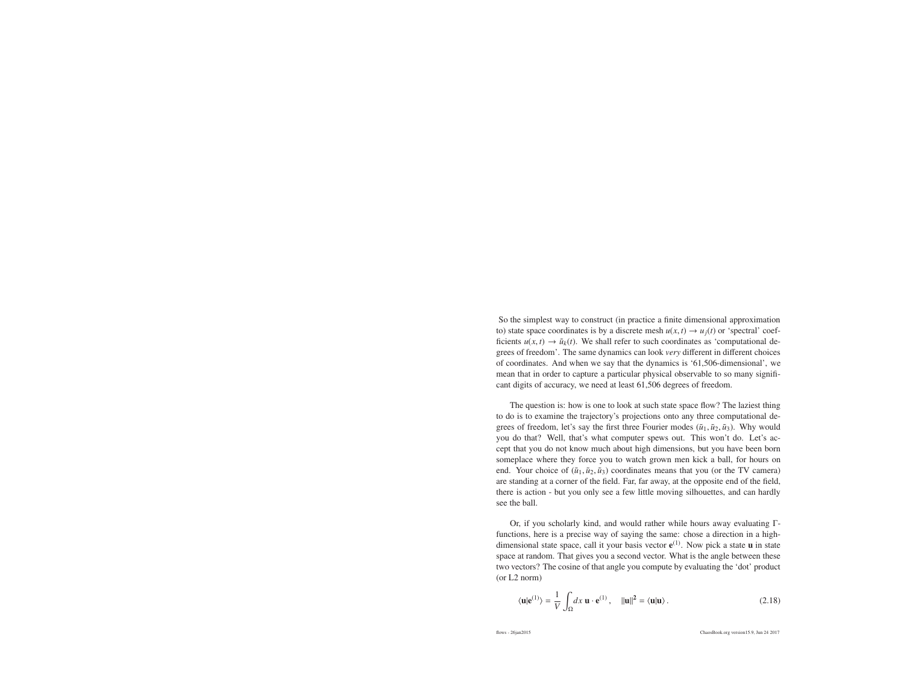So the simplest way to construct (in practice a finite dimensional approximation to) state space coordinates is by a discrete mesh $u(x,t) \to u_j(t)$ or 'spectral' coefficients $u(x,t) \to \tilde{u}_k(t)$. We shall refer to such coordinates as 'computational degrees of freedom'. The same dynamics can look *very* different in different choices of coordinates. And when we say that the dynamics is '61,506-dimensional', we mean that in order to capture a particular physical observable to so many significant digits of accuracy, we need at least 61,506 degrees of freedom.

The question is: how is one to look at such state space flow? The laziest thing to do is to examine the trajectory's projections onto any three computational degrees of freedom, let's say the first three Fourier modes $(\tilde{u}_1, \tilde{u}_2, \tilde{u}_3)$. Why would you do that? Well, that's what computer spews out. This won't do. Let's accept that you do not know much about high dimensions, but you have been born someplace where they force you to watch grown men kick a ball, for hours on end. Your choice of $(\tilde{u}_1, \tilde{u}_2, \tilde{u}_3)$ coordinates means that you (or the TV camera) are standing at a corner of the field. Far, far away, at the opposite end of the field, there is action - but you only see a few little moving silhouettes, and can hardly see the ball.

Or, if you scholarly kind, and would rather while hours away evaluating Γ-functions, here is a precise way of saying the same: chose a direction in a high-dimensional state space, call it your basis vector $\mathbf{e}^{(1)}$. Now pick a state $\mathbf{u}$ in state space at random. That gives you a second vector. What is the angle between these two vectors? The cosine of that angle you compute by evaluating the 'dot' product (or L2 norm)

$$\langle \mathbf{u} | \mathbf{e}^{(1)} \rangle = \frac{1}{V} \int_{\Omega} dx \; \mathbf{u} \cdot \mathbf{e}^{(1)} \,, \quad \|\mathbf{u}\|^2 = \langle \mathbf{u} | \mathbf{u} \rangle \,. \tag{2.18}$$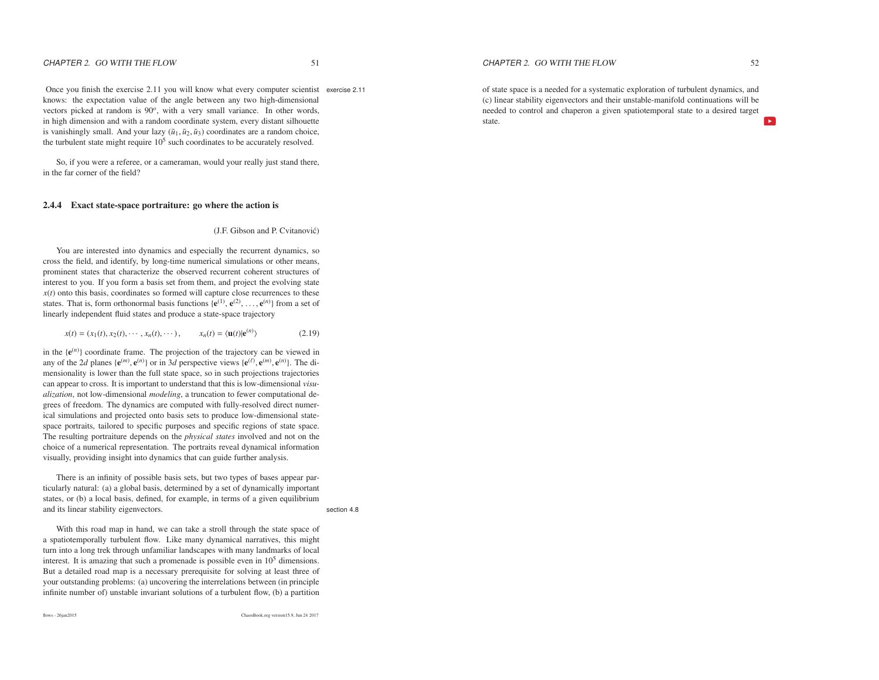Once you finish the exercise 2.11 you will know what every computer scientist knows: the expectation value of the angle between any two high-dimensional vectors picked at random is $90^o$, with a very small variance. In other words, in high dimension and with a random coordinate system, every distant silhouette is vanishingly small. And your lazy $(\bar{u}_1, \bar{u}_2, \bar{u}_3)$ coordinates are a random choice, the turbulent state might require $10^5$ such coordinates to be accurately resolved.

exercise 2.11

So, if you were a referee, or a cameraman, would your really just stand there, in the far corner of the field?

### 2.4.4 Exact state-space portraiture: go where the action is

(J.F. Gibson and P. Cvitanović)

You are interested into dynamics and especially the recurrent dynamics, so cross the field, and identify, by long-time numerical simulations or other means, prominent states that characterize the observed recurrent coherent structures of interest to you. If you form a basis set from them, and project the evolving state $x(t)$ onto this basis, coordinates so formed will capture close recurrences to these states. That is, form orthonormal basis functions $\{\mathbf{e}^{(1)}, \mathbf{e}^{(2)}, \ldots, \mathbf{e}^{(n)}\}$ from a set of linearly independent fluid states and produce a state-space trajectory

$$x(t) = (x_1(t), x_2(t), \cdots, x_n(t), \cdots), \qquad x_n(t) = \langle \mathbf{u}(t)|\mathbf{e}^{(n)}\rangle \tag{2.19}$$

in the $\{\mathbf{e}^{(n)}\}$ coordinate frame. The projection of the trajectory can be viewed in any of the $2d$ planes $\{\mathbf{e}^{(m)}, \mathbf{e}^{(n)}\}$ or in $3d$ perspective views $\{\mathbf{e}^{(\ell)}, \mathbf{e}^{(m)}, \mathbf{e}^{(n)}\}$. The dimensionality is lower than the full state space, so in such projections trajectories can appear to cross. It is important to understand that this is low-dimensional *visualization*, not low-dimensional *modeling*, a truncation to fewer computational degrees of freedom. The dynamics are computed with fully-resolved direct numerical simulations and projected onto basis sets to produce low-dimensional state-space portraits, tailored to specific purposes and specific regions of state space. The resulting portraiture depends on the *physical states* involved and not on the choice of a numerical representation. The portraits reveal dynamical information visually, providing insight into dynamics that can guide further analysis.

There is an infinity of possible basis sets, but two types of bases appear particularly natural: (a) a global basis, determined by a set of dynamically important states, or (b) a local basis, defined, for example, in terms of a given equilibrium and its linear stability eigenvectors.

section 4.8

With this road map in hand, we can take a stroll through the state space of a spatiotemporally turbulent flow. Like many dynamical narratives, this might turn into a long trek through unfamiliar landscapes with many landmarks of local interest. It is amazing that such a promenade is possible even in $10^5$ dimensions. But a detailed road map is a necessary prerequisite for solving at least three of your outstanding problems: (a) uncovering the interrelations between (in principle infinite number of) unstable invariant solutions of a turbulent flow, (b) a partition of state space is a needed for a systematic exploration of turbulent dynamics, and (c) linear stability eigenvectors and their unstable-manifold continuations will be needed to control and chaperon a given spatiotemporal state to a desired target state.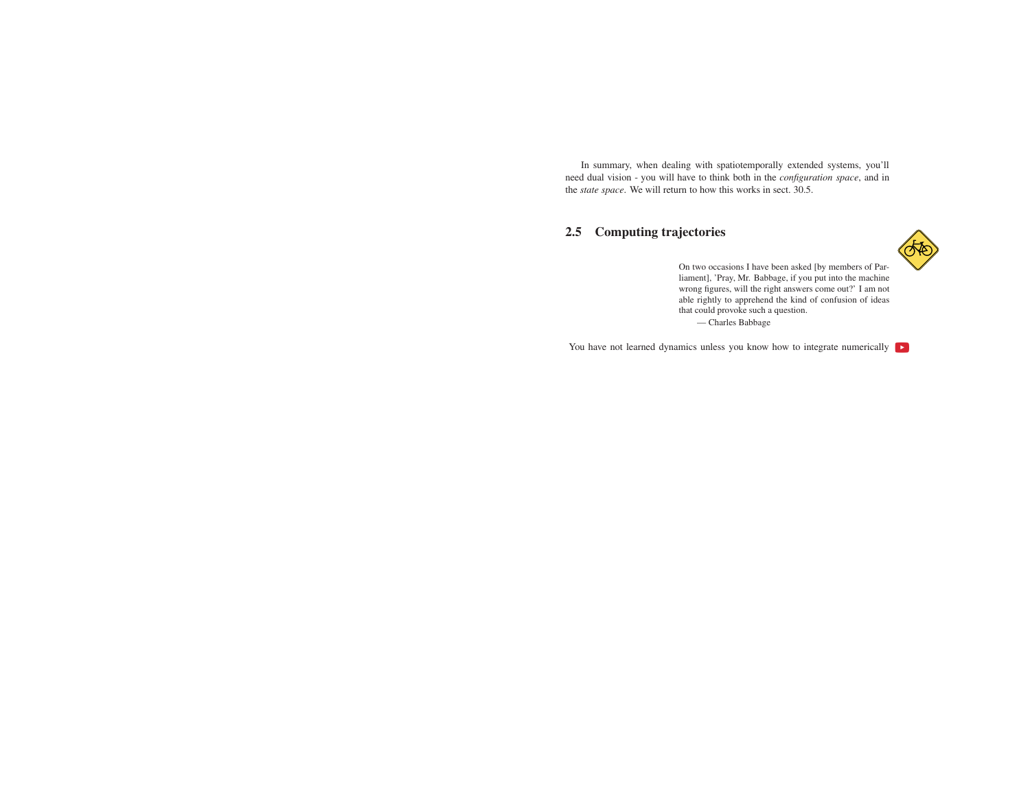In summary, when dealing with spatiotemporally extended systems, you'll need dual vision - you will have to think both in the *configuration space*, and in the *state space*. We will return to how this works in sect. 30.5.

## 2.5 Computing trajectories

> On two occasions I have been asked [by members of Parliament], 'Pray, Mr. Babbage, if you put into the machine wrong figures, will the right answers come out?' I am not able rightly to apprehend the kind of confusion of ideas that could provoke such a question.
>
> — Charles Babbage

You have not learned dynamics unless you know how to integrate numerically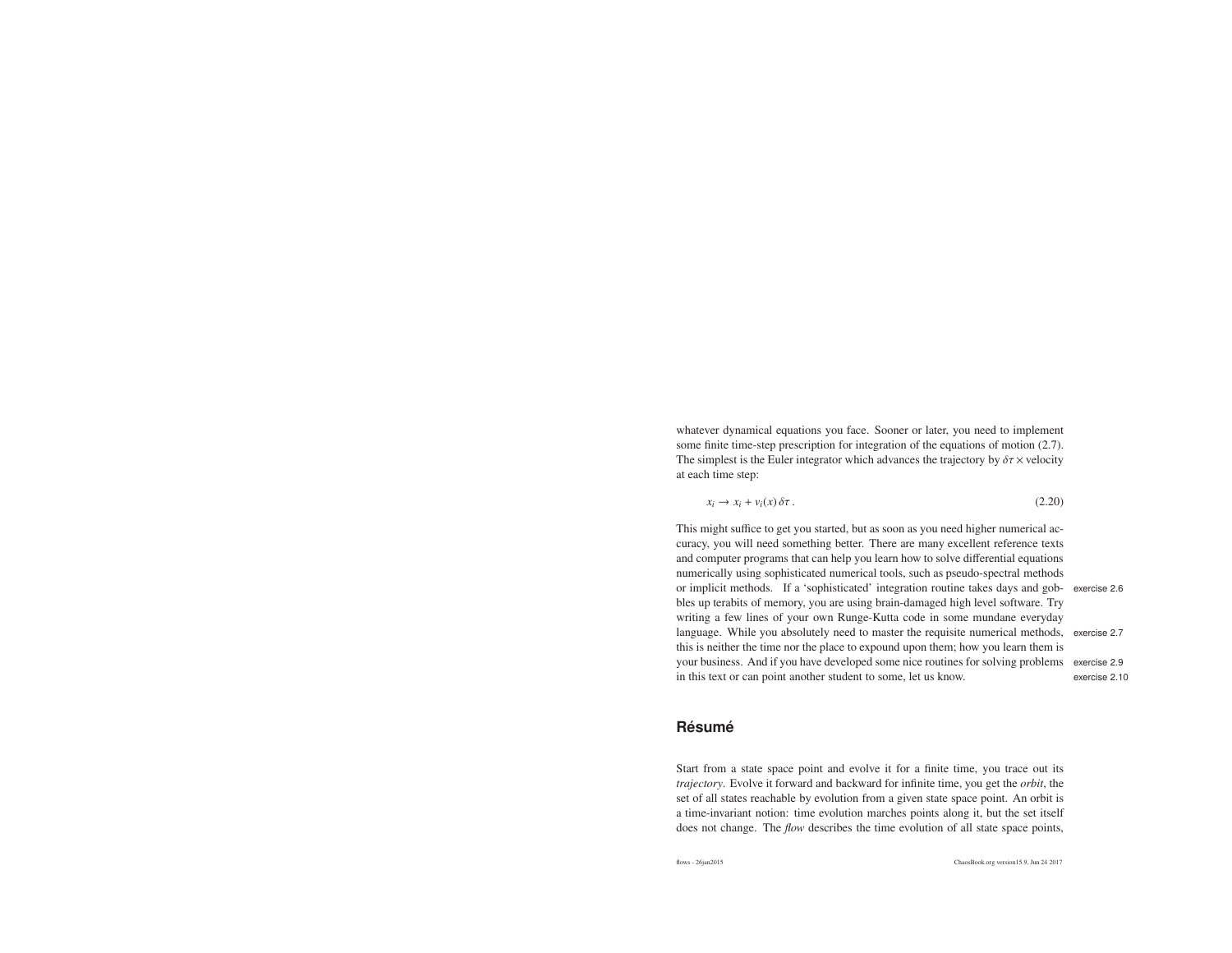whatever dynamical equations you face. Sooner or later, you need to implement some finite time-step prescription for integration of the equations of motion (2.7). The simplest is the Euler integrator which advances the trajectory by $\delta\tau \times$ velocity at each time step:

$$x_i \rightarrow x_i + v_i(x)\,\delta\tau\,. \tag{2.20}$$

This might suffice to get you started, but as soon as you need higher numerical accuracy, you will need something better. There are many excellent reference texts and computer programs that can help you learn how to solve differential equations numerically using sophisticated numerical tools, such as pseudo-spectral methods or implicit methods. If a 'sophisticated' integration routine takes days and gobbles up terabits of memory, you are using brain-damaged high level software. Try writing a few lines of your own Runge-Kutta code in some mundane everyday language. While you absolutely need to master the requisite numerical methods, this is neither the time nor the place to expound upon them; how you learn them is your business. And if you have developed some nice routines for solving problems in this text or can point another student to some, let us know.

exercise 2.6
exercise 2.7
exercise 2.9
exercise 2.10

## Résumé

Start from a state space point and evolve it for a finite time, you trace out its *trajectory*. Evolve it forward and backward for infinite time, you get the *orbit*, the set of all states reachable by evolution from a given state space point. An orbit is a time-invariant notion: time evolution marches points along it, but the set itself does not change. The *flow* describes the time evolution of all state space points,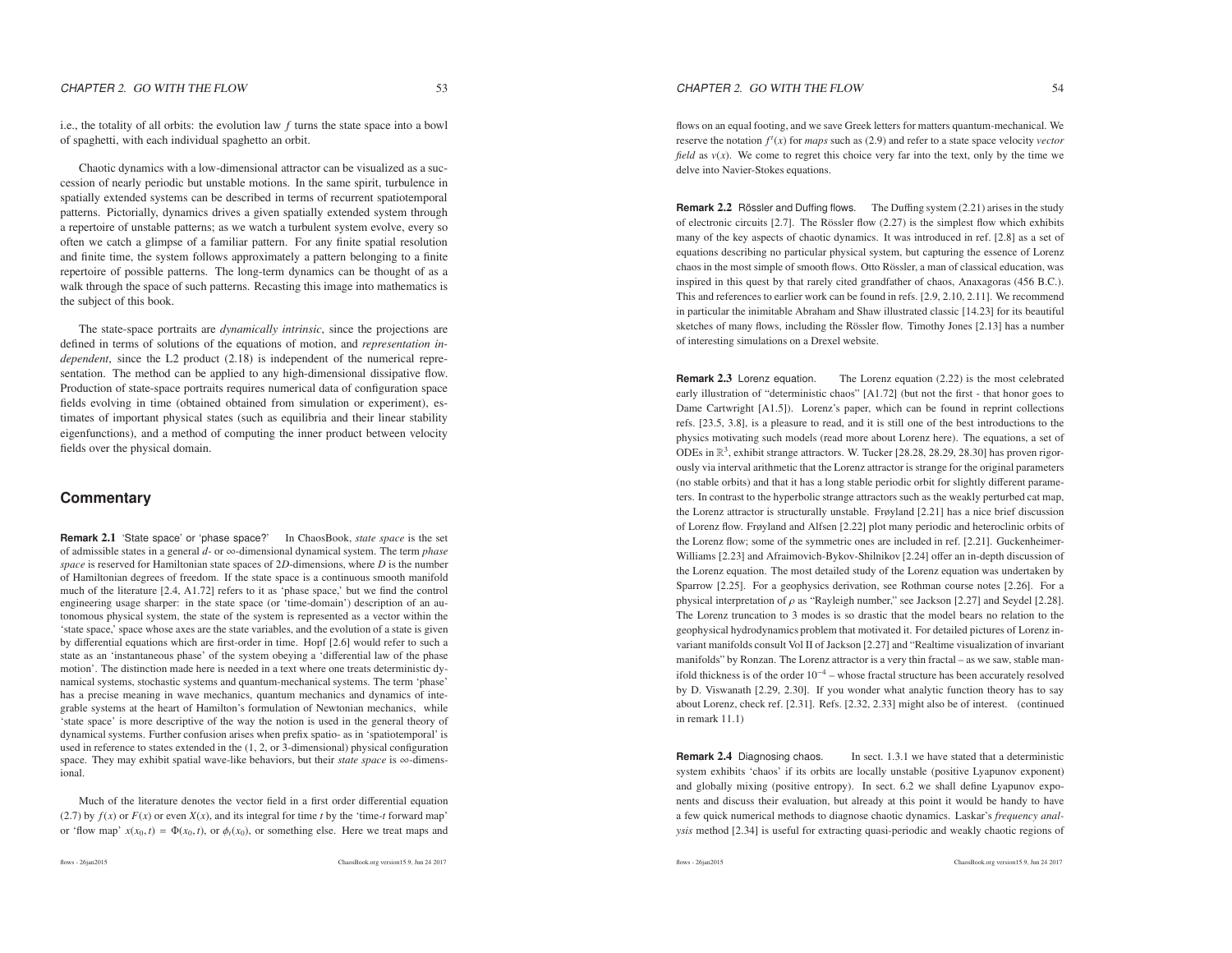i.e., the totality of all orbits: the evolution law $f$ turns the state space into a bowl of spaghetti, with each individual spaghetto an orbit.

Chaotic dynamics with a low-dimensional attractor can be visualized as a succession of nearly periodic but unstable motions. In the same spirit, turbulence in spatially extended systems can be described in terms of recurrent spatiotemporal patterns. Pictorially, dynamics drives a given spatially extended system through a repertoire of unstable patterns; as we watch a turbulent system evolve, every so often we catch a glimpse of a familiar pattern. For any finite spatial resolution and finite time, the system follows approximately a pattern belonging to a finite repertoire of possible patterns. The long-term dynamics can be thought of as a walk through the space of such patterns. Recasting this image into mathematics is the subject of this book.

The state-space portraits are *dynamically intrinsic*, since the projections are defined in terms of solutions of the equations of motion, and *representation independent*, since the L2 product (2.18) is independent of the numerical representation. The method can be applied to any high-dimensional dissipative flow. Production of state-space portraits requires numerical data of configuration space fields evolving in time (obtained obtained from simulation or experiment), estimates of important physical states (such as equilibria and their linear stability eigenfunctions), and a method of computing the inner product between velocity fields over the physical domain.

## Commentary

**Remark 2.1** 'State space' or 'phase space?' In ChaosBook, *state space* is the set of admissible states in a general $d$- or $\infty$-dimensional dynamical system. The term *phase space* is reserved for Hamiltonian state spaces of $2D$-dimensions, where $D$ is the number of Hamiltonian degrees of freedom. If the state space is a continuous smooth manifold much of the literature [2.4, A1.72] refers to it as 'phase space,' but we find the control engineering usage sharper: in the state space (or 'time-domain') description of an autonomous physical system, the state of the system is represented as a vector within the 'state space,' space whose axes are the state variables, and the evolution of a state is given by differential equations which are first-order in time. Hopf [2.6] would refer to such a state as an 'instantaneous phase' of the system obeying a 'differential law of the phase motion'. The distinction made here is needed in a text where one treats deterministic dynamical systems, stochastic systems and quantum-mechanical systems. The term 'phase' has a precise meaning in wave mechanics, quantum mechanics and dynamics of integrable systems at the heart of Hamilton's formulation of Newtonian mechanics, while 'state space' is more descriptive of the way the notion is used in the general theory of dynamical systems. Further confusion arises when prefix spatio- as in 'spatiotemporal' is used in reference to states extended in the (1, 2, or 3-dimensional) physical configuration space. They may exhibit spatial wave-like behaviors, but their *state space* is $\infty$-dimensional.

Much of the literature denotes the vector field in a first order differential equation (2.7) by $f(x)$ or $F(x)$ or even $X(x)$, and its integral for time $t$ by the 'time-$t$ forward map' or 'flow map' $x(x_0, t) = \Phi(x_0, t)$, or $\phi_t(x_0)$, or something else. Here we treat maps and flows on an equal footing, and we save Greek letters for matters quantum-mechanical. We reserve the notation $f^t(x)$ for *maps* such as (2.9) and refer to a state space velocity *vector field* as $v(x)$. We come to regret this choice very far into the text, only by the time we delve into Navier-Stokes equations.

**Remark 2.2** Rössler and Duffing flows. The Duffing system (2.21) arises in the study of electronic circuits [2.7]. The Rössler flow (2.27) is the simplest flow which exhibits many of the key aspects of chaotic dynamics. It was introduced in ref. [2.8] as a set of equations describing no particular physical system, but capturing the essence of Lorenz chaos in the most simple of smooth flows. Otto Rössler, a man of classical education, was inspired in this quest by that rarely cited grandfather of chaos, Anaxagoras (456 B.C.). This and references to earlier work can be found in refs. [2.9, 2.10, 2.11]. We recommend in particular the inimitable Abraham and Shaw illustrated classic [14.23] for its beautiful sketches of many flows, including the Rössler flow. Timothy Jones [2.13] has a number of interesting simulations on a Drexel website.

**Remark 2.3** Lorenz equation. The Lorenz equation (2.22) is the most celebrated early illustration of "deterministic chaos" [A1.72] (but not the first - that honor goes to Dame Cartwright [A1.5]). Lorenz's paper, which can be found in reprint collections refs. [23.5, 3.8], is a pleasure to read, and is still one of the best introductions to the physics motivating such models (read more about Lorenz here). The equations, a set of ODEs in $\mathbb{R}^3$, exhibit strange attractors. W. Tucker [28.28, 28.29, 28.30] has proven rigorously via interval arithmetic that the Lorenz attractor is strange for the original parameters (no stable orbits) and that it has a long stable periodic orbit for slightly different parameters. In contrast to the hyperbolic strange attractors such as the weakly perturbed cat map, the Lorenz attractor is structurally unstable. Frøyland [2.21] has a nice brief discussion of Lorenz flow. Frøyland and Alfsen [2.22] plot many periodic and heteroclinic orbits of the Lorenz flow; some of the symmetric ones are included in ref. [2.21]. Guckenheimer-Williams [2.23] and Afraimovich-Bykov-Shilnikov [2.24] offer an in-depth discussion of the Lorenz equation. The most detailed study of the Lorenz equation was undertaken by Sparrow [2.25]. For a geophysics derivation, see Rothman course notes [2.26]. For a physical interpretation of $\rho$ as "Rayleigh number," see Jackson [2.27] and Seydel [2.28]. The Lorenz truncation to 3 modes is so drastic that the model bears no relation to the geophysical hydrodynamics problem that motivated it. For detailed pictures of Lorenz invariant manifolds consult Vol II of Jackson [2.27] and "Realtime visualization of invariant manifolds" by Ronzan. The Lorenz attractor is a very thin fractal – as we saw, stable manifold thickness is of the order $10^{-4}$ – whose fractal structure has been accurately resolved by D. Viswanath [2.29, 2.30]. If you wonder what analytic function theory has to say about Lorenz, check ref. [2.31]. Refs. [2.32, 2.33] might also be of interest. (continued in remark 11.1)

**Remark 2.4** Diagnosing chaos. In sect. 1.3.1 we have stated that a deterministic system exhibits 'chaos' if its orbits are locally unstable (positive Lyapunov exponent) and globally mixing (positive entropy). In sect. 6.2 we shall define Lyapunov exponents and discuss their evaluation, but already at this point it would be handy to have a few quick numerical methods to diagnose chaotic dynamics. Laskar's *frequency analysis* method [2.34] is useful for extracting quasi-periodic and weakly chaotic regions of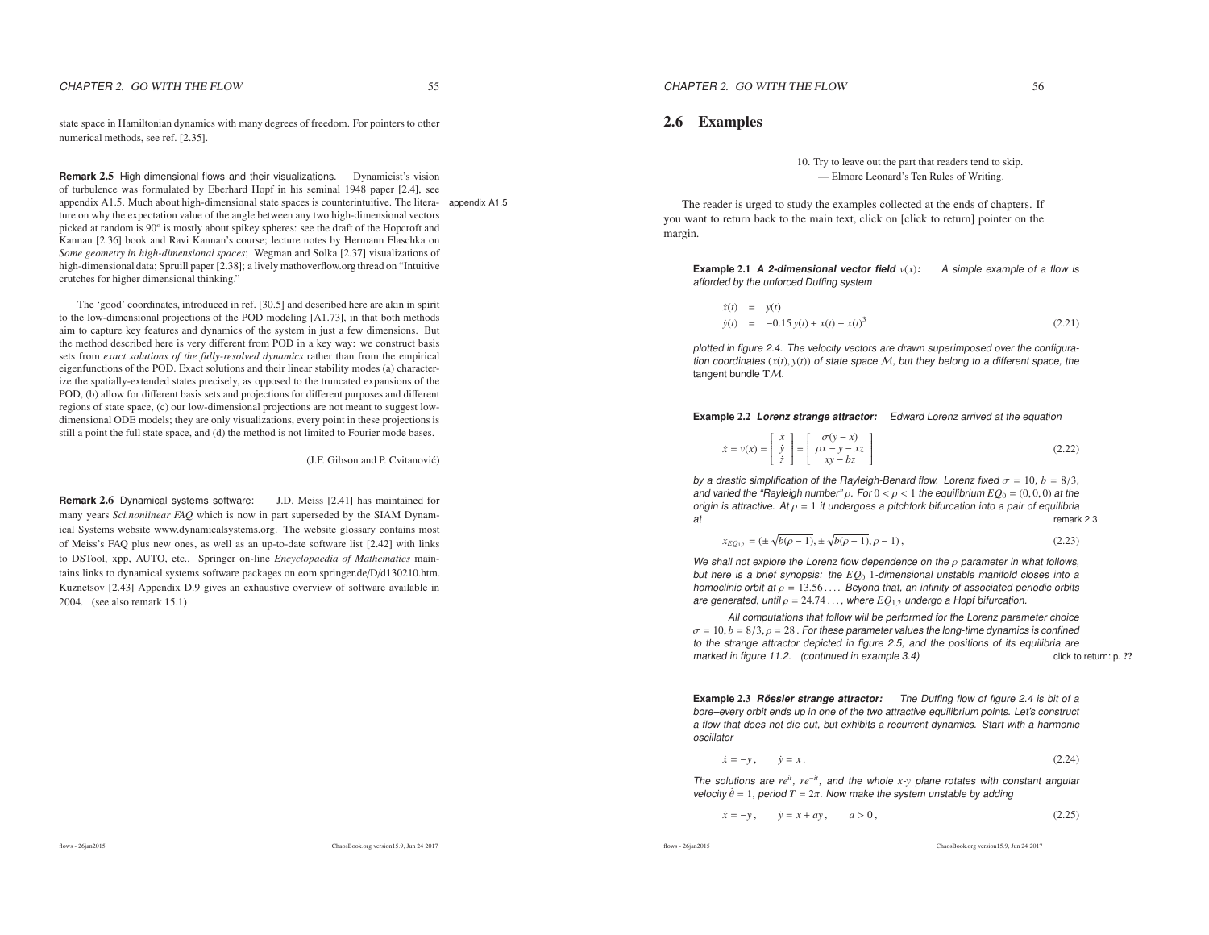state space in Hamiltonian dynamics with many degrees of freedom. For pointers to other numerical methods, see ref. [2.35].

**Remark 2.5** High-dimensional flows and their visualizations. Dynamicist's vision of turbulence was formulated by Eberhard Hopf in his seminal 1948 paper [2.4], see appendix A1.5. Much about high-dimensional state spaces is counterintuitive. The literature on why the expectation value of the angle between any two high-dimensional vectors picked at random is $90^o$ is mostly about spikey spheres: see the draft of the Hopcroft and Kannan [2.36] book and Ravi Kannan's course; lecture notes by Hermann Flaschka on *Some geometry in high-dimensional spaces*; Wegman and Solka [2.37] visualizations of high-dimensional data; Spruill paper [2.38]; a lively mathoverflow.org thread on "Intuitive crutches for higher dimensional thinking."

appendix A1.5

The 'good' coordinates, introduced in ref. [30.5] and described here are akin in spirit to the low-dimensional projections of the POD modeling [A1.73], in that both methods aim to capture key features and dynamics of the system in just a few dimensions. But the method described here is very different from POD in a key way: we construct basis sets from *exact solutions of the fully-resolved dynamics* rather than from the empirical eigenfunctions of the POD. Exact solutions and their linear stability modes (a) characterize the spatially-extended states precisely, as opposed to the truncated expansions of the POD, (b) allow for different basis sets and projections for different purposes and different regions of state space, (c) our low-dimensional projections are not meant to suggest low-dimensional ODE models; they are only visualizations, every point in these projections is still a point the full state space, and (d) the method is not limited to Fourier mode bases.

(J.F. Gibson and P. Cvitanović)

**Remark 2.6** Dynamical systems software: J.D. Meiss [2.41] has maintained for many years *Sci.nonlinear FAQ* which is now in part superseded by the SIAM Dynamical Systems website www.dynamicalsystems.org. The website glossary contains most of Meiss's FAQ plus new ones, as well as an up-to-date software list [2.42] with links to DSTool, xpp, AUTO, etc.. Springer on-line *Encyclopaedia of Mathematics* maintains links to dynamical systems software packages on eom.springer.de/D/d130210.htm. Kuznetsov [2.43] Appendix D.9 gives an exhaustive overview of software available in 2004. (see also remark 15.1)

## 2.6 Examples

10. Try to leave out the part that readers tend to skip.
— Elmore Leonard's Ten Rules of Writing.

The reader is urged to study the examples collected at the ends of chapters. If you want to return back to the main text, click on [click to return] pointer on the margin.

**Example 2.1** ***A 2-dimensional vector field*** $v(x)$***:*** *A simple example of a flow is afforded by the unforced Duffing system*

$$
\begin{aligned}
\dot{x}(t) &= y(t) \\
\dot{y}(t) &= -0.15\, y(t) + x(t) - x(t)^3
\end{aligned}
\tag{2.21}
$$

*plotted in figure 2.4. The velocity vectors are drawn superimposed over the configuration coordinates* $(x(t), y(t))$ *of state space* $\mathcal{M}$*, but they belong to a different space, the tangent bundle* $\mathbf{T}\mathcal{M}$.

**Example 2.2** ***Lorenz strange attractor:*** *Edward Lorenz arrived at the equation*

$$
\dot{x} = v(x) = \begin{bmatrix} \dot{x} \\ \dot{y} \\ \dot{z} \end{bmatrix} = \begin{bmatrix} \sigma(y-x) \\ \rho x - y - xz \\ xy - bz \end{bmatrix}
\tag{2.22}
$$

*by a drastic simplification of the Rayleigh-Benard flow. Lorenz fixed* $\sigma = 10$, $b = 8/3$, *and varied the "Rayleigh number"* $\rho$. *For* $0 < \rho < 1$ *the equilibrium* $EQ_0 = (0,0,0)$ *at the origin is attractive. At* $\rho = 1$ *it undergoes a pitchfork bifurcation into a pair of equilibria at*

remark 2.3

$$
x_{EQ_{1,2}} = (\pm\sqrt{b(\rho-1)}, \pm\sqrt{b(\rho-1)}, \rho - 1)\,,
\tag{2.23}
$$

*We shall not explore the Lorenz flow dependence on the* $\rho$ *parameter in what follows, but here is a brief synopsis: the* $EQ_0$ *1-dimensional unstable manifold closes into a homoclinic orbit at* $\rho = 13.56\ldots$. *Beyond that, an infinity of associated periodic orbits are generated, until* $\rho = 24.74\ldots$, *where* $EQ_{1,2}$ *undergo a Hopf bifurcation.*

*All computations that follow will be performed for the Lorenz parameter choice* $\sigma = 10, b = 8/3, \rho = 28$. *For these parameter values the long-time dynamics is confined to the strange attractor depicted in figure 2.5, and the positions of its equilibria are marked in figure 11.2. (continued in example 3.4)*

click to return: p. ??

**Example 2.3** ***Rössler strange attractor:*** *The Duffing flow of figure 2.4 is bit of a bore–every orbit ends up in one of the two attractive equilibrium points. Let's construct a flow that does not die out, but exhibits a recurrent dynamics. Start with a harmonic oscillator*

$$
\dot{x} = -y\,, \qquad \dot{y} = x\,.
\tag{2.24}
$$

*The solutions are* $re^{it}$, $re^{-it}$, *and the whole* $x$-$y$ *plane rotates with constant angular velocity* $\dot{\theta} = 1$, *period* $T = 2\pi$. *Now make the system unstable by adding*

$$
\dot{x} = -y\,, \qquad \dot{y} = x + ay\,, \qquad a > 0\,,
\tag{2.25}
$$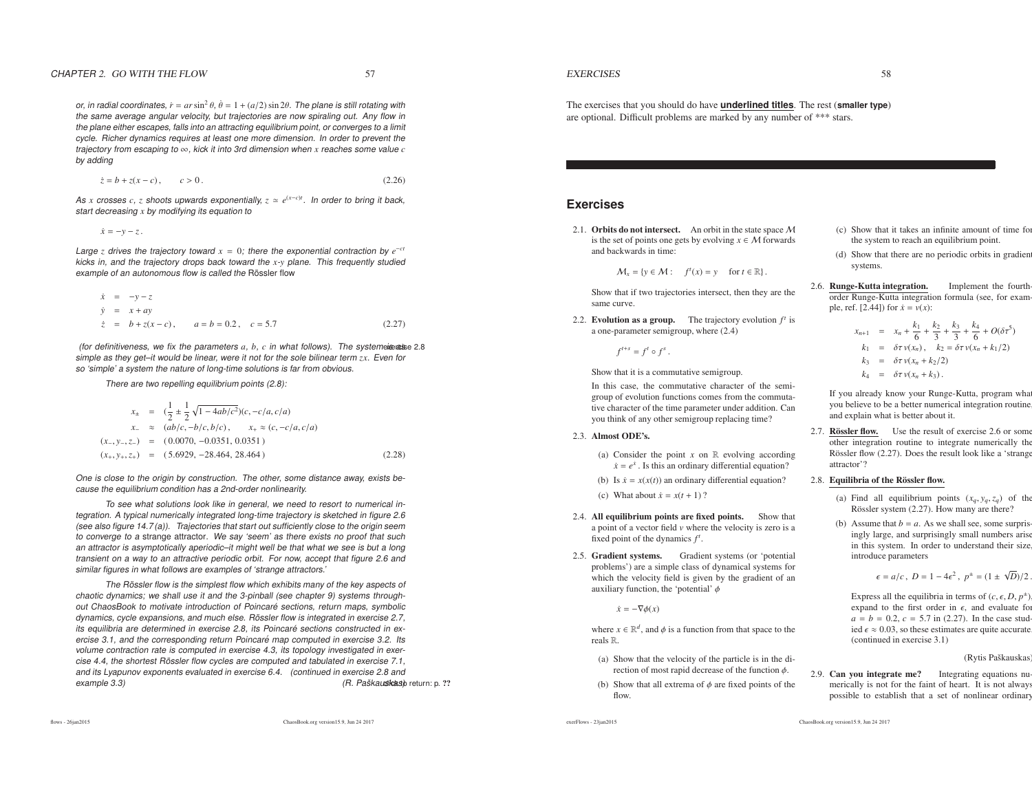*or, in radial coordinates, $\dot{r} = ar\sin^2\theta$, $\dot{\theta} = 1 + (a/2)\sin 2\theta$. The plane is still rotating with the same average angular velocity, but trajectories are now spiraling out. Any flow in the plane either escapes, falls into an attracting equilibrium point, or converges to a limit cycle. Richer dynamics requires at least one more dimension. In order to prevent the trajectory from escaping to $\infty$, kick it into 3rd dimension when $x$ reaches some value $c$ by adding*

$$\dot{z} = b + z(x - c), \qquad c > 0\,. \tag{2.26}$$

*As $x$ crosses $c$, $z$ shoots upwards exponentially, $z \simeq e^{(x-c)t}$. In order to bring it back, start decreasing $x$ by modifying its equation to*

$$\dot{x} = -y - z\,.$$

*Large $z$ drives the trajectory toward $x = 0$; there the exponential contraction by $e^{-ct}$ kicks in, and the trajectory drops back toward the $x$-$y$ plane. This frequently studied example of an autonomous flow is called the* Rössler flow

$$\begin{aligned}
\dot{x} &= -y - z \\
\dot{y} &= x + ay \\
\dot{z} &= b + z(x - c)\,, \qquad a = b = 0.2\,, \quad c = 5.7
\end{aligned} \tag{2.27}$$

*(for definitiveness, we fix the parameters $a$, $b$, $c$ in what follows). The system is as simple as they get–it would be linear, were it not for the sole bilinear term $zx$. Even for so 'simple' a system the nature of long-time solutions is far from obvious.* exercise 2.8

*There are two repelling equilibrium points (2.8):*

$$\begin{aligned}
x_\pm &= \left(\frac{1}{2} \pm \frac{1}{2}\sqrt{1 - 4ab/c^2}\right)(c, -c/a, c/a) \\
x_- &\approx (ab/c, -b/c, b/c)\,, \qquad x_+ \approx (c, -c/a, c/a) \\
(x_-, y_-, z_-) &= (\,0.0070, -0.0351, 0.0351\,) \\
(x_+, y_+, z_+) &= (\,5.6929, -28.464, 28.464\,)
\end{aligned} \tag{2.28}$$

*One is close to the origin by construction. The other, some distance away, exists because the equilibrium condition has a 2nd-order nonlinearity.*

*To see what solutions look like in general, we need to resort to numerical integration. A typical numerically integrated long-time trajectory is sketched in figure 2.6 (see also figure 14.7 (a)). Trajectories that start out sufficiently close to the origin seem to converge to a* strange attractor. *We say 'seem' as there exists no proof that such an attractor is asymptotically aperiodic–it might well be that what we see is but a long transient on a way to an attractive periodic orbit. For now, accept that figure 2.6 and similar figures in what follows are examples of 'strange attractors.'*

*The Rössler flow is the simplest flow which exhibits many of the key aspects of chaotic dynamics; we shall use it and the 3-pinball (see chapter 9) systems throughout ChaosBook to motivate introduction of Poincaré sections, return maps, symbolic dynamics, cycle expansions, and much else. Rössler flow is integrated in exercise 2.7, its equilibria are determined in exercise 2.8, its Poincaré sections constructed in exercise 3.1, and the corresponding return Poincaré map computed in exercise 3.2. Its volume contraction rate is computed in exercise 4.3, its topology investigated in exercise 4.4, the shortest Rössler flow cycles are computed and tabulated in exercise 7.1, and its Lyapunov exponents evaluated in exercise 6.4. (continued in exercise 2.8 and example 3.3)* *(R. Paškauskas)* click to return: p. ??

## Exercises

The exercises that you should do have **underlined titles**. The rest (**smaller type**) are optional. Difficult problems are marked by any number of *** stars.

2.1. **Orbits do not intersect.** An orbit in the state space $\mathcal{M}$ is the set of points one gets by evolving $x \in \mathcal{M}$ forwards and backwards in time:

$$\mathcal{M}_x = \{y \in \mathcal{M} : \quad f^t(x) = y \quad \text{for } t \in \mathbb{R}\}\,.$$

Show that if two trajectories intersect, then they are the same curve.

2.2. **Evolution as a group.** The trajectory evolution $f^t$ is a one-parameter semigroup, where (2.4)

$$f^{t+s} = f^t \circ f^s\,.$$

Show that it is a commutative semigroup.

In this case, the commutative character of the semigroup of evolution functions comes from the commutative character of the time parameter under addition. Can you think of any other semigroup replacing time?

2.3. **Almost ODE's.**

(a) Consider the point $x$ on $\mathbb{R}$ evolving according $\dot{x} = e^{\dot{x}}$. Is this an ordinary differential equation?

(b) Is $\dot{x} = x(x(t))$ an ordinary differential equation?

(c) What about $\dot{x} = x(t + 1)$?

2.4. **All equilibrium points are fixed points.** Show that a point of a vector field $v$ where the velocity is zero is a fixed point of the dynamics $f^t$.

2.5. **Gradient systems.** Gradient systems (or 'potential problems') are a simple class of dynamical systems for which the velocity field is given by the gradient of an auxiliary function, the 'potential' $\phi$

$$\dot{x} = -\nabla\phi(x)$$

where $x \in \mathbb{R}^d$, and $\phi$ is a function from that space to the reals $\mathbb{R}$.

(a) Show that the velocity of the particle is in the direction of most rapid decrease of the function $\phi$.

(b) Show that all extrema of $\phi$ are fixed points of the flow.

(c) Show that it takes an infinite amount of time for the system to reach an equilibrium point.

(d) Show that there are no periodic orbits in gradient systems.

2.6. **Runge-Kutta integration.** Implement the fourth-order Runge-Kutta integration formula (see, for example, ref. [2.44]) for $\dot{x} = v(x)$:

$$\begin{aligned}
x_{n+1} &= x_n + \frac{k_1}{6} + \frac{k_2}{3} + \frac{k_3}{3} + \frac{k_4}{6} + O(\delta\tau^5) \\
k_1 &= \delta\tau\, v(x_n)\,, \quad k_2 = \delta\tau\, v(x_n + k_1/2) \\
k_3 &= \delta\tau\, v(x_n + k_2/2) \\
k_4 &= \delta\tau\, v(x_n + k_3)\,.
\end{aligned}$$

If you already know your Runge-Kutta, program what you believe to be a better numerical integration routine, and explain what is better about it.

2.7. **Rössler flow.** Use the result of exercise 2.6 or some other integration routine to integrate numerically the Rössler flow (2.27). Does the result look like a 'strange attractor'?

2.8. **Equilibria of the Rössler flow.**

(a) Find all equilibrium points $(x_q, y_q, z_q)$ of the Rössler system (2.27). How many are there?

(b) Assume that $b = a$. As we shall see, some surprisingly large, and surprisingly small numbers arise in this system. In order to understand their size, introduce parameters

$$\epsilon = a/c\,, \; D = 1 - 4\epsilon^2\,, \; p^\pm = (1 \pm \sqrt{D})/2\,.$$

Express all the equilibria in terms of $(c, \epsilon, D, p^\pm)$, expand to the first order in $\epsilon$, and evaluate for $a = b = 0.2$, $c = 5.7$ in (2.27). In the case studied $\epsilon \approx 0.03$, so these estimates are quite accurate. (continued in exercise 3.1)

(Rytis Paškauskas)

2.9. **Can you integrate me?** Integrating equations numerically is not for the faint of heart. It is not always possible to establish that a set of nonlinear ordinary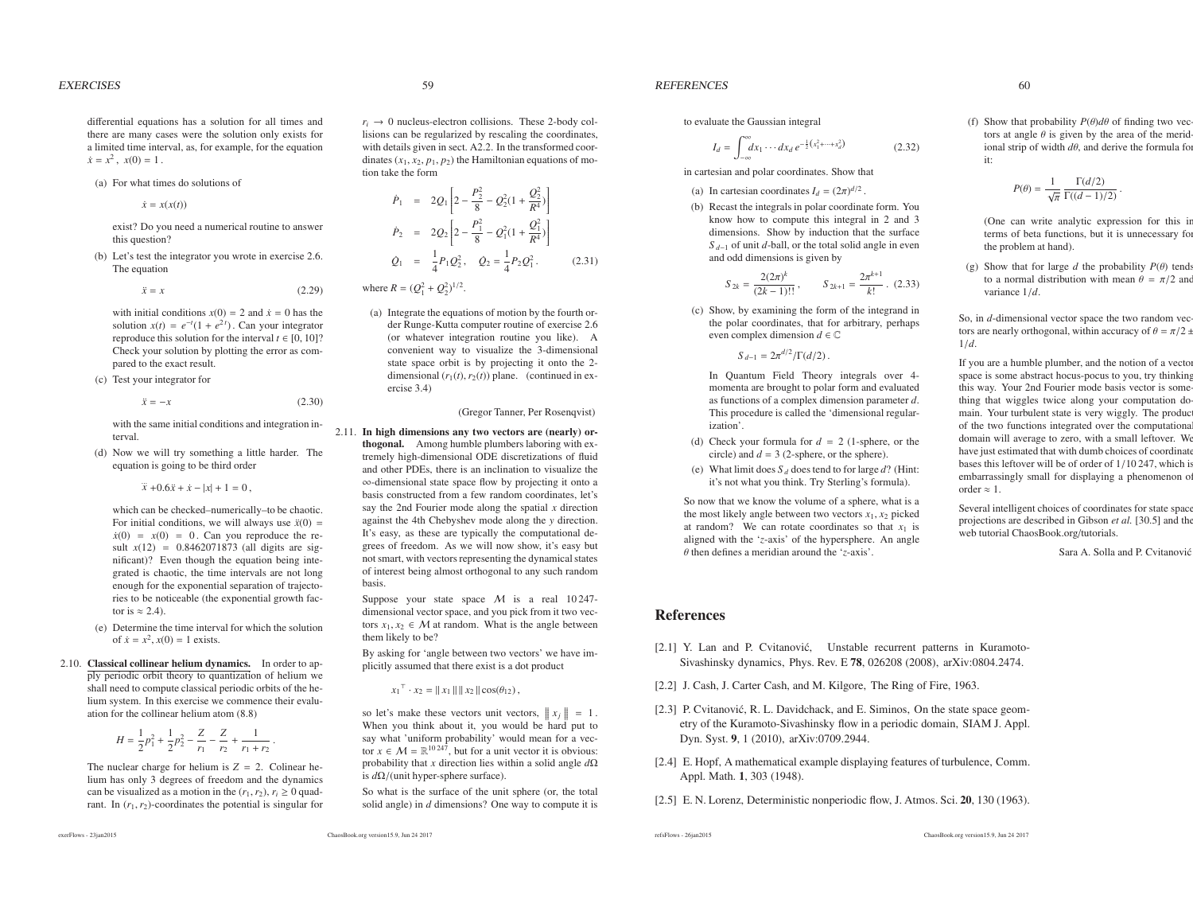differential equations has a solution for all times and there are many cases were the solution only exists for a limited time interval, as, for example, for the equation $\dot{x} = x^2$, $x(0) = 1$.

(a) For what times do solutions of

$$\dot{x} = x(x(t))$$

exist? Do you need a numerical routine to answer this question?

(b) Let's test the integrator you wrote in exercise 2.6. The equation

$$\ddot{x} = x \tag{2.29}$$

with initial conditions $x(0) = 2$ and $\dot{x} = 0$ has the solution $x(t) = e^{-t}(1 + e^{2t})$. Can your integrator reproduce this solution for the interval $t \in [0, 10]$? Check your solution by plotting the error as compared to the exact result.

(c) Test your integrator for

$$\ddot{x} = -x \tag{2.30}$$

with the same initial conditions and integration interval.

(d) Now we will try something a little harder. The equation is going to be third order

$$\dddot{x} + 0.6\ddot{x} + \dot{x} - |x| + 1 = 0,$$

which can be checked–numerically–to be chaotic. For initial conditions, we will always use $\ddot{x}(0) = \dot{x}(0) = x(0) = 0$. Can you reproduce the result $x(12) = 0.8462071873$ (all digits are significant)? Even though the equation being integrated is chaotic, the time intervals are not long enough for the exponential separation of trajectories to be noticeable (the exponential growth factor is $\approx 2.4$).

(e) Determine the time interval for which the solution of $\dot{x} = x^2$, $x(0) = 1$ exists.

2.10. **Classical collinear helium dynamics.** In order to apply periodic orbit theory to quantization of helium we shall need to compute classical periodic orbits of the helium system. In this exercise we commence their evaluation for the collinear helium atom (8.8)

$$H = \frac{1}{2}p_1^2 + \frac{1}{2}p_2^2 - \frac{Z}{r_1} - \frac{Z}{r_2} + \frac{1}{r_1 + r_2}.$$

The nuclear charge for helium is $Z = 2$. Colinear helium has only 3 degrees of freedom and the dynamics can be visualized as a motion in the $(r_1, r_2)$, $r_i \geq 0$ quadrant. In $(r_1, r_2)$-coordinates the potential is singular for $r_i \to 0$ nucleus-electron collisions. These 2-body collisions can be regularized by rescaling the coordinates, with details given in sect. A2.2. In the transformed coordinates $(x_1, x_2, p_1, p_2)$ the Hamiltonian equations of motion take the form

$$\begin{aligned}
\dot{P}_1 &= 2Q_1\left[2 - \frac{P_2^2}{8} - Q_2^2\left(1 + \frac{Q_2^2}{R^4}\right)\right] \\
\dot{P}_2 &= 2Q_2\left[2 - \frac{P_1^2}{8} - Q_1^2\left(1 + \frac{Q_1^2}{R^4}\right)\right] \\
\dot{Q}_1 &= \frac{1}{4}P_1 Q_2^2, \quad \dot{Q}_2 = \frac{1}{4}P_2 Q_1^2 .
\end{aligned} \tag{2.31}$$

where $R = (Q_1^2 + Q_2^2)^{1/2}$.

(a) Integrate the equations of motion by the fourth order Runge-Kutta computer routine of exercise 2.6 (or whatever integration routine you like). A convenient way to visualize the 3-dimensional state space orbit is by projecting it onto the 2-dimensional $(r_1(t), r_2(t))$ plane. (continued in exercise 3.4)

(Gregor Tanner, Per Rosenqvist)

2.11. **In high dimensions any two vectors are (nearly) orthogonal.** Among humble plumbers laboring with extremely high-dimensional ODE discretizations of fluid and other PDEs, there is an inclination to visualize the $\infty$-dimensional state space flow by projecting it onto a basis constructed from a few random coordinates, let's say the 2nd Fourier mode along the spatial $x$ direction against the 4th Chebyshev mode along the $y$ direction. It's easy, as these are typically the computational degrees of freedom. As we will now show, it's easy but not smart, with vectors representing the dynamical states of interest being almost orthogonal to any such random basis.

Suppose your state space $\mathcal{M}$ is a real 10 247-dimensional vector space, and you pick from it two vectors $x_1, x_2 \in \mathcal{M}$ at random. What is the angle between them likely to be?

By asking for 'angle between two vectors' we have implicitly assumed that there exist is a dot product

$$x_1^\top \cdot x_2 = \|\, x_1 \,\|\, \|\, x_2 \,\| \cos(\theta_{12}),$$

so let's make these vectors unit vectors, $\|\, x_j \,\| = 1$. When you think about it, you would be hard put to say what 'uniform probability' would mean for a vector $x \in \mathcal{M} = \mathbb{R}^{10\,247}$, but for a unit vector it is obvious: probability that $x$ direction lies within a solid angle $d\Omega$ is $d\Omega$/(unit hyper-sphere surface).

So what is the surface of the unit sphere (or, the total solid angle) in $d$ dimensions? One way to compute it is to evaluate the Gaussian integral

$$I_d = \int_{-\infty}^{\infty} dx_1 \cdots dx_d \, e^{-\frac{1}{2}\left(x_1^2 + \cdots + x_d^2\right)} \tag{2.32}$$

in cartesian and polar coordinates. Show that

(a) In cartesian coordinates $I_d = (2\pi)^{d/2}$.

(b) Recast the integrals in polar coordinate form. You know how to compute this integral in 2 and 3 dimensions. Show by induction that the surface $S_{d-1}$ of unit $d$-ball, or the total solid angle in even and odd dimensions is given by

$$S_{2k} = \frac{2(2\pi)^k}{(2k-1)!!}, \qquad S_{2k+1} = \frac{2\pi^{k+1}}{k!}. \tag{2.33}$$

(c) Show, by examining the form of the integrand in the polar coordinates, that for arbitrary, perhaps even complex dimension $d \in \mathbb{C}$

$$S_{d-1} = 2\pi^{d/2}/\Gamma(d/2).$$

In Quantum Field Theory integrals over 4-momenta are brought to polar form and evaluated as functions of a complex dimension parameter $d$. This procedure is called the 'dimensional regularization'.

(d) Check your formula for $d = 2$ (1-sphere, or the circle) and $d = 3$ (2-sphere, or the sphere).

(e) What limit does $S_d$ does tend to for large $d$? (Hint: it's not what you think. Try Sterling's formula).

So now that we know the volume of a sphere, what is a the most likely angle between two vectors $x_1, x_2$ picked at random? We can rotate coordinates so that $x_1$ is aligned with the '$z$-axis' of the hypersphere. An angle $\theta$ then defines a meridian around the '$z$-axis'.

(f) Show that probability $P(\theta)d\theta$ of finding two vectors at angle $\theta$ is given by the area of the meridional strip of width $d\theta$, and derive the formula for it:

$$P(\theta) = \frac{1}{\sqrt{\pi}} \frac{\Gamma(d/2)}{\Gamma((d-1)/2)}.$$

(One can write analytic expression for this in terms of beta functions, but it is unnecessary for the problem at hand).

(g) Show that for large $d$ the probability $P(\theta)$ tends to a normal distribution with mean $\theta = \pi/2$ and variance $1/d$.

So, in $d$-dimensional vector space the two random vectors are nearly orthogonal, within accuracy of $\theta = \pi/2 \pm 1/d$.

If you are a humble plumber, and the notion of a vector space is some abstract hocus-pocus to you, try thinking this way. Your 2nd Fourier mode basis vector is something that wiggles twice along your computation domain. Your turbulent state is very wiggly. The product of the two functions integrated over the computational domain will average to zero, with a small leftover. We have just estimated that with dumb choices of coordinate bases this leftover will be of order of 1/10 247, which is embarrassingly small for displaying a phenomenon of order $\approx 1$.

Several intelligent choices of coordinates for state space projections are described in Gibson *et al.* [30.5] and the web tutorial ChaosBook.org/tutorials.

Sara A. Solla and P. Cvitanović

## References

[2.1] Y. Lan and P. Cvitanović, Unstable recurrent patterns in Kuramoto-Sivashinsky dynamics, Phys. Rev. E **78**, 026208 (2008), arXiv:0804.2474.

[2.2] J. Cash, J. Carter Cash, and M. Kilgore, The Ring of Fire, 1963.

[2.3] P. Cvitanović, R. L. Davidchack, and E. Siminos, On the state space geometry of the Kuramoto-Sivashinsky flow in a periodic domain, SIAM J. Appl. Dyn. Syst. **9**, 1 (2010), arXiv:0709.2944.

[2.4] E. Hopf, A mathematical example displaying features of turbulence, Comm. Appl. Math. **1**, 303 (1948).

[2.5] E. N. Lorenz, Deterministic nonperiodic flow, J. Atmos. Sci. **20**, 130 (1963).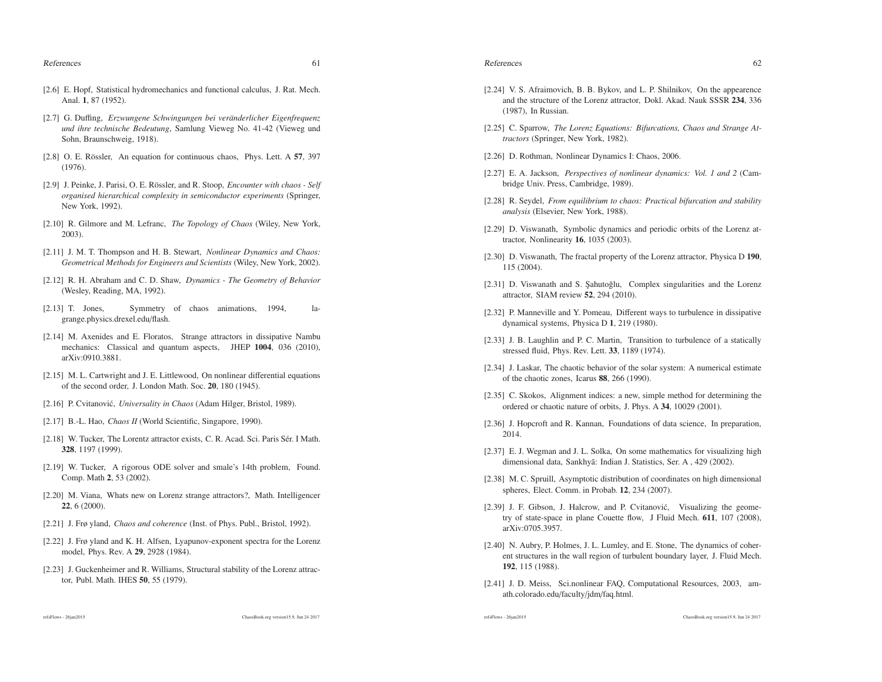[2.6] E. Hopf, Statistical hydromechanics and functional calculus, J. Rat. Mech. Anal. **1**, 87 (1952).

[2.7] G. Duffing, *Erzwungene Schwingungen bei veränderlicher Eigenfrequenz und ihre technische Bedeutung*, Samlung Vieweg No. 41-42 (Vieweg und Sohn, Braunschweig, 1918).

[2.8] O. E. Rössler, An equation for continuous chaos, Phys. Lett. A **57**, 397 (1976).

[2.9] J. Peinke, J. Parisi, O. E. Rössler, and R. Stoop, *Encounter with chaos - Self organised hierarchical complexity in semiconductor experiments* (Springer, New York, 1992).

[2.10] R. Gilmore and M. Lefranc, *The Topology of Chaos* (Wiley, New York, 2003).

[2.11] J. M. T. Thompson and H. B. Stewart, *Nonlinear Dynamics and Chaos: Geometrical Methods for Engineers and Scientists* (Wiley, New York, 2002).

[2.12] R. H. Abraham and C. D. Shaw, *Dynamics - The Geometry of Behavior* (Wesley, Reading, MA, 1992).

[2.13] T. Jones, Symmetry of chaos animations, 1994, lagrange.physics.drexel.edu/flash.

[2.14] M. Axenides and E. Floratos, Strange attractors in dissipative Nambu mechanics: Classical and quantum aspects, JHEP **1004**, 036 (2010), arXiv:0910.3881.

[2.15] M. L. Cartwright and J. E. Littlewood, On nonlinear differential equations of the second order, J. London Math. Soc. **20**, 180 (1945).

[2.16] P. Cvitanović, *Universality in Chaos* (Adam Hilger, Bristol, 1989).

[2.17] B.-L. Hao, *Chaos II* (World Scientific, Singapore, 1990).

[2.18] W. Tucker, The Lorentz attractor exists, C. R. Acad. Sci. Paris Sér. I Math. **328**, 1197 (1999).

[2.19] W. Tucker, A rigorous ODE solver and smale's 14th problem, Found. Comp. Math **2**, 53 (2002).

[2.20] M. Viana, Whats new on Lorenz strange attractors?, Math. Intelligencer **22**, 6 (2000).

[2.21] J. Frø yland, *Chaos and coherence* (Inst. of Phys. Publ., Bristol, 1992).

[2.22] J. Frø yland and K. H. Alfsen, Lyapunov-exponent spectra for the Lorenz model, Phys. Rev. A **29**, 2928 (1984).

[2.23] J. Guckenheimer and R. Williams, Structural stability of the Lorenz attractor, Publ. Math. IHES **50**, 55 (1979).

[2.24] V. S. Afraimovich, B. B. Bykov, and L. P. Shilnikov, On the appearence and the structure of the Lorenz attractor, Dokl. Akad. Nauk SSSR **234**, 336 (1987), In Russian.

[2.25] C. Sparrow, *The Lorenz Equations: Bifurcations, Chaos and Strange Attractors* (Springer, New York, 1982).

[2.26] D. Rothman, Nonlinear Dynamics I: Chaos, 2006.

[2.27] E. A. Jackson, *Perspectives of nonlinear dynamics: Vol. 1 and 2* (Cambridge Univ. Press, Cambridge, 1989).

[2.28] R. Seydel, *From equilibrium to chaos: Practical bifurcation and stability analysis* (Elsevier, New York, 1988).

[2.29] D. Viswanath, Symbolic dynamics and periodic orbits of the Lorenz attractor, Nonlinearity **16**, 1035 (2003).

[2.30] D. Viswanath, The fractal property of the Lorenz attractor, Physica D **190**, 115 (2004).

[2.31] D. Viswanath and S. Şahutoğlu, Complex singularities and the Lorenz attractor, SIAM review **52**, 294 (2010).

[2.32] P. Manneville and Y. Pomeau, Different ways to turbulence in dissipative dynamical systems, Physica D **1**, 219 (1980).

[2.33] J. B. Laughlin and P. C. Martin, Transition to turbulence of a statically stressed fluid, Phys. Rev. Lett. **33**, 1189 (1974).

[2.34] J. Laskar, The chaotic behavior of the solar system: A numerical estimate of the chaotic zones, Icarus **88**, 266 (1990).

[2.35] C. Skokos, Alignment indices: a new, simple method for determining the ordered or chaotic nature of orbits, J. Phys. A **34**, 10029 (2001).

[2.36] J. Hopcroft and R. Kannan, Foundations of data science, In preparation, 2014.

[2.37] E. J. Wegman and J. L. Solka, On some mathematics for visualizing high dimensional data, Sankhyā: Indian J. Statistics, Ser. A , 429 (2002).

[2.38] M. C. Spruill, Asymptotic distribution of coordinates on high dimensional spheres, Elect. Comm. in Probab. **12**, 234 (2007).

[2.39] J. F. Gibson, J. Halcrow, and P. Cvitanović, Visualizing the geometry of state-space in plane Couette flow, J Fluid Mech. **611**, 107 (2008), arXiv:0705.3957.

[2.40] N. Aubry, P. Holmes, J. L. Lumley, and E. Stone, The dynamics of coherent structures in the wall region of turbulent boundary layer, J. Fluid Mech. **192**, 115 (1988).

[2.41] J. D. Meiss, Sci.nonlinear FAQ, Computational Resources, 2003, amath.colorado.edu/faculty/jdm/faq.html.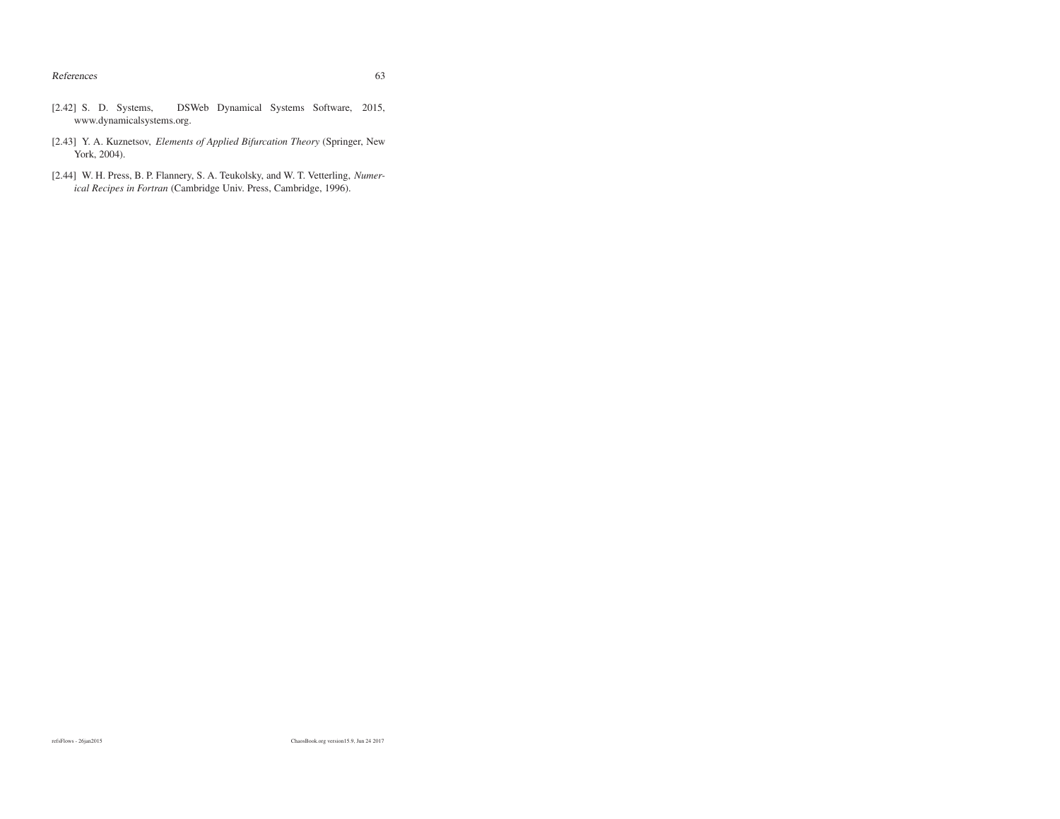[2.42] S. D. Systems, DSWeb Dynamical Systems Software, 2015, www.dynamicalsystems.org.

[2.43] Y. A. Kuznetsov, *Elements of Applied Bifurcation Theory* (Springer, New York, 2004).

[2.44] W. H. Press, B. P. Flannery, S. A. Teukolsky, and W. T. Vetterling, *Numerical Recipes in Fortran* (Cambridge Univ. Press, Cambridge, 1996).